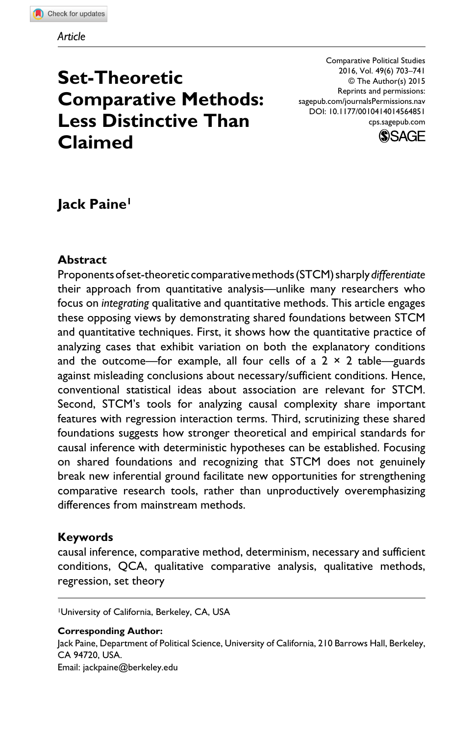Article

# Set-Theoretic Comparative Methods: Less Distinctive Than Claimed

Comparative Political Studies
2016, Vol. 49(6) 703–741
© The Author(s) 2015
Reprints and permissions:
sagepub.com/journalsPermissions.nav
DOI: 10.1177/0010414014564851
cps.sagepub.com

**Jack Paine**[1]

## Abstract

Proponents of set-theoretic comparative methods (STCM) sharply *differentiate* their approach from quantitative analysis—unlike many researchers who focus on *integrating* qualitative and quantitative methods. This article engages these opposing views by demonstrating shared foundations between STCM and quantitative techniques. First, it shows how the quantitative practice of analyzing cases that exhibit variation on both the explanatory conditions and the outcome—for example, all four cells of a 2 × 2 table—guards against misleading conclusions about necessary/sufficient conditions. Hence, conventional statistical ideas about association are relevant for STCM. Second, STCM's tools for analyzing causal complexity share important features with regression interaction terms. Third, scrutinizing these shared foundations suggests how stronger theoretical and empirical standards for causal inference with deterministic hypotheses can be established. Focusing on shared foundations and recognizing that STCM does not genuinely break new inferential ground facilitate new opportunities for strengthening comparative research tools, rather than unproductively overemphasizing differences from mainstream methods.

## Keywords

causal inference, comparative method, determinism, necessary and sufficient conditions, QCA, qualitative comparative analysis, qualitative methods, regression, set theory

---

[1]University of California, Berkeley, CA, USA

**Corresponding Author:**
Jack Paine, Department of Political Science, University of California, 210 Barrows Hall, Berkeley, CA 94720, USA.
Email: jackpaine@berkeley.edu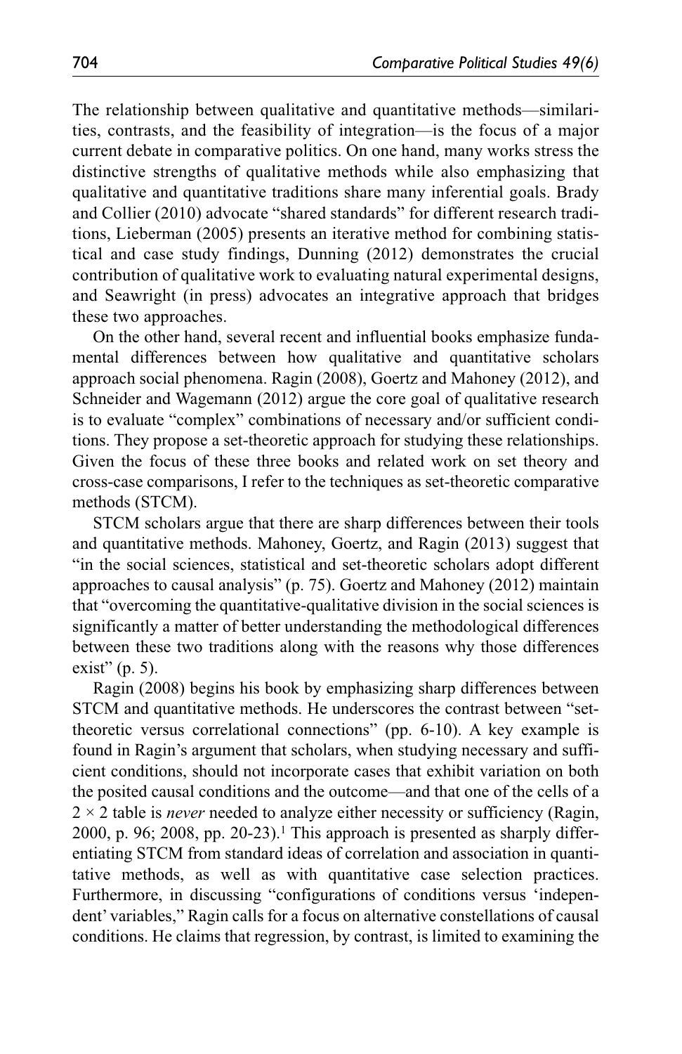The relationship between qualitative and quantitative methods—similarities, contrasts, and the feasibility of integration—is the focus of a major current debate in comparative politics. On one hand, many works stress the distinctive strengths of qualitative methods while also emphasizing that qualitative and quantitative traditions share many inferential goals. Brady and Collier (2010) advocate "shared standards" for different research traditions, Lieberman (2005) presents an iterative method for combining statistical and case study findings, Dunning (2012) demonstrates the crucial contribution of qualitative work to evaluating natural experimental designs, and Seawright (in press) advocates an integrative approach that bridges these two approaches.

On the other hand, several recent and influential books emphasize fundamental differences between how qualitative and quantitative scholars approach social phenomena. Ragin (2008), Goertz and Mahoney (2012), and Schneider and Wagemann (2012) argue the core goal of qualitative research is to evaluate "complex" combinations of necessary and/or sufficient conditions. They propose a set-theoretic approach for studying these relationships. Given the focus of these three books and related work on set theory and cross-case comparisons, I refer to the techniques as set-theoretic comparative methods (STCM).

STCM scholars argue that there are sharp differences between their tools and quantitative methods. Mahoney, Goertz, and Ragin (2013) suggest that "in the social sciences, statistical and set-theoretic scholars adopt different approaches to causal analysis" (p. 75). Goertz and Mahoney (2012) maintain that "overcoming the quantitative-qualitative division in the social sciences is significantly a matter of better understanding the methodological differences between these two traditions along with the reasons why those differences exist" (p. 5).

Ragin (2008) begins his book by emphasizing sharp differences between STCM and quantitative methods. He underscores the contrast between "set-theoretic versus correlational connections" (pp. 6-10). A key example is found in Ragin's argument that scholars, when studying necessary and sufficient conditions, should not incorporate cases that exhibit variation on both the posited causal conditions and the outcome—and that one of the cells of a $2 \times 2$ table is *never* needed to analyze either necessity or sufficiency (Ragin, 2000, p. 96; 2008, pp. 20-23).[1] This approach is presented as sharply differentiating STCM from standard ideas of correlation and association in quantitative methods, as well as with quantitative case selection practices. Furthermore, in discussing "configurations of conditions versus 'independent' variables," Ragin calls for a focus on alternative constellations of causal conditions. He claims that regression, by contrast, is limited to examining the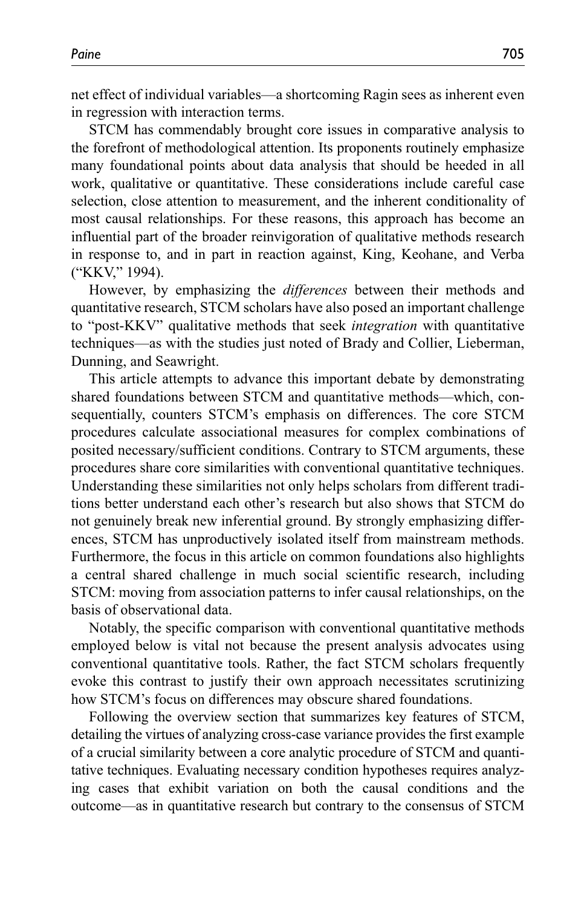net effect of individual variables—a shortcoming Ragin sees as inherent even in regression with interaction terms.

STCM has commendably brought core issues in comparative analysis to the forefront of methodological attention. Its proponents routinely emphasize many foundational points about data analysis that should be heeded in all work, qualitative or quantitative. These considerations include careful case selection, close attention to measurement, and the inherent conditionality of most causal relationships. For these reasons, this approach has become an influential part of the broader reinvigoration of qualitative methods research in response to, and in part in reaction against, King, Keohane, and Verba ("KKV," 1994).

However, by emphasizing the *differences* between their methods and quantitative research, STCM scholars have also posed an important challenge to "post-KKV" qualitative methods that seek *integration* with quantitative techniques—as with the studies just noted of Brady and Collier, Lieberman, Dunning, and Seawright.

This article attempts to advance this important debate by demonstrating shared foundations between STCM and quantitative methods—which, consequentially, counters STCM's emphasis on differences. The core STCM procedures calculate associational measures for complex combinations of posited necessary/sufficient conditions. Contrary to STCM arguments, these procedures share core similarities with conventional quantitative techniques. Understanding these similarities not only helps scholars from different traditions better understand each other's research but also shows that STCM do not genuinely break new inferential ground. By strongly emphasizing differences, STCM has unproductively isolated itself from mainstream methods. Furthermore, the focus in this article on common foundations also highlights a central shared challenge in much social scientific research, including STCM: moving from association patterns to infer causal relationships, on the basis of observational data.

Notably, the specific comparison with conventional quantitative methods employed below is vital not because the present analysis advocates using conventional quantitative tools. Rather, the fact STCM scholars frequently evoke this contrast to justify their own approach necessitates scrutinizing how STCM's focus on differences may obscure shared foundations.

Following the overview section that summarizes key features of STCM, detailing the virtues of analyzing cross-case variance provides the first example of a crucial similarity between a core analytic procedure of STCM and quantitative techniques. Evaluating necessary condition hypotheses requires analyzing cases that exhibit variation on both the causal conditions and the outcome—as in quantitative research but contrary to the consensus of STCM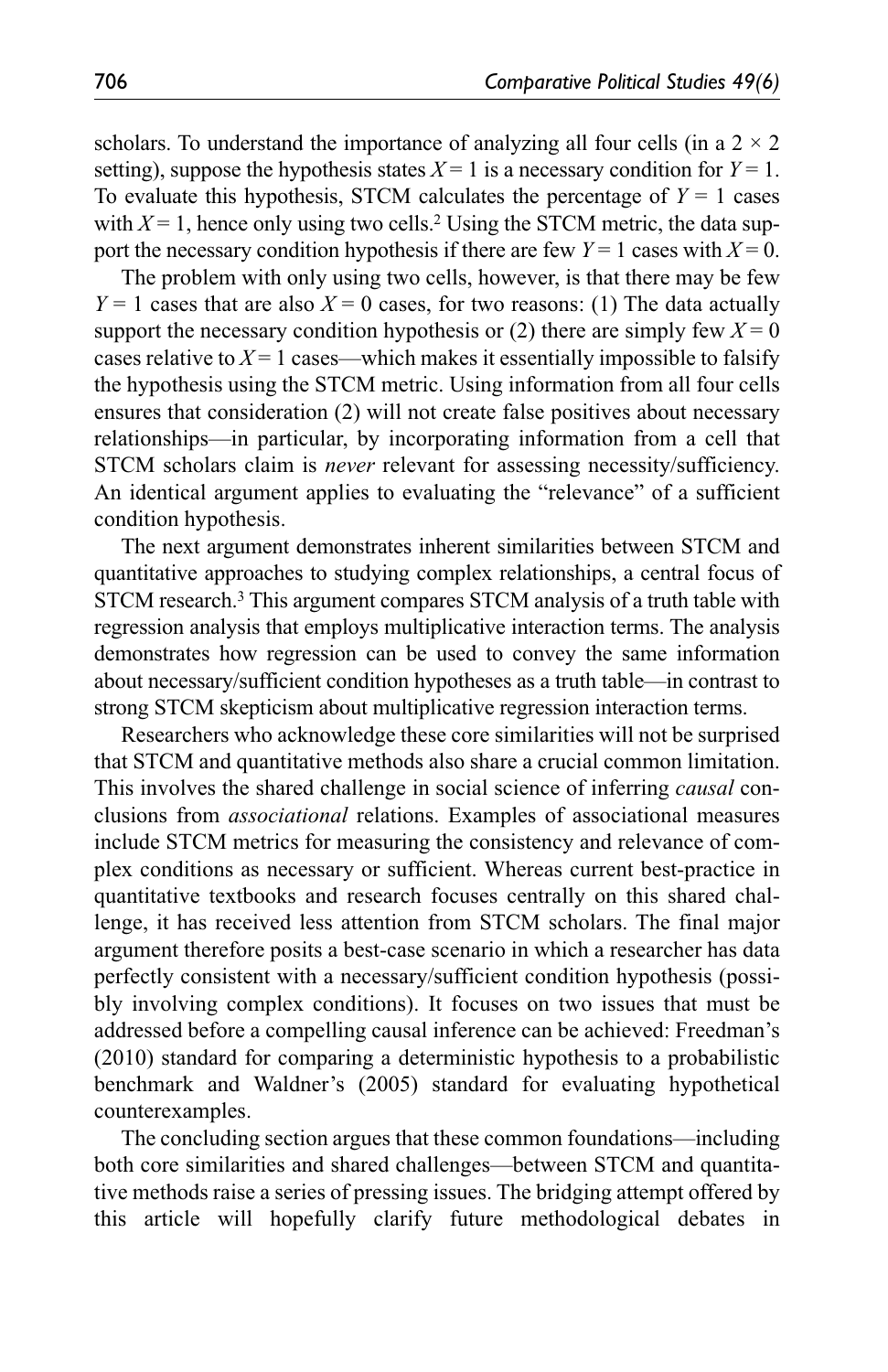scholars. To understand the importance of analyzing all four cells (in a $2 \times 2$ setting), suppose the hypothesis states $X = 1$ is a necessary condition for $Y = 1$. To evaluate this hypothesis, STCM calculates the percentage of $Y = 1$ cases with $X = 1$, hence only using two cells.[2] Using the STCM metric, the data support the necessary condition hypothesis if there are few $Y = 1$ cases with $X = 0$.

The problem with only using two cells, however, is that there may be few $Y = 1$ cases that are also $X = 0$ cases, for two reasons: (1) The data actually support the necessary condition hypothesis or (2) there are simply few $X = 0$ cases relative to $X = 1$ cases—which makes it essentially impossible to falsify the hypothesis using the STCM metric. Using information from all four cells ensures that consideration (2) will not create false positives about necessary relationships—in particular, by incorporating information from a cell that STCM scholars claim is *never* relevant for assessing necessity/sufficiency. An identical argument applies to evaluating the "relevance" of a sufficient condition hypothesis.

The next argument demonstrates inherent similarities between STCM and quantitative approaches to studying complex relationships, a central focus of STCM research.[3] This argument compares STCM analysis of a truth table with regression analysis that employs multiplicative interaction terms. The analysis demonstrates how regression can be used to convey the same information about necessary/sufficient condition hypotheses as a truth table—in contrast to strong STCM skepticism about multiplicative regression interaction terms.

Researchers who acknowledge these core similarities will not be surprised that STCM and quantitative methods also share a crucial common limitation. This involves the shared challenge in social science of inferring *causal* conclusions from *associational* relations. Examples of associational measures include STCM metrics for measuring the consistency and relevance of complex conditions as necessary or sufficient. Whereas current best-practice in quantitative textbooks and research focuses centrally on this shared challenge, it has received less attention from STCM scholars. The final major argument therefore posits a best-case scenario in which a researcher has data perfectly consistent with a necessary/sufficient condition hypothesis (possibly involving complex conditions). It focuses on two issues that must be addressed before a compelling causal inference can be achieved: Freedman's (2010) standard for comparing a deterministic hypothesis to a probabilistic benchmark and Waldner's (2005) standard for evaluating hypothetical counterexamples.

The concluding section argues that these common foundations—including both core similarities and shared challenges—between STCM and quantitative methods raise a series of pressing issues. The bridging attempt offered by this article will hopefully clarify future methodological debates in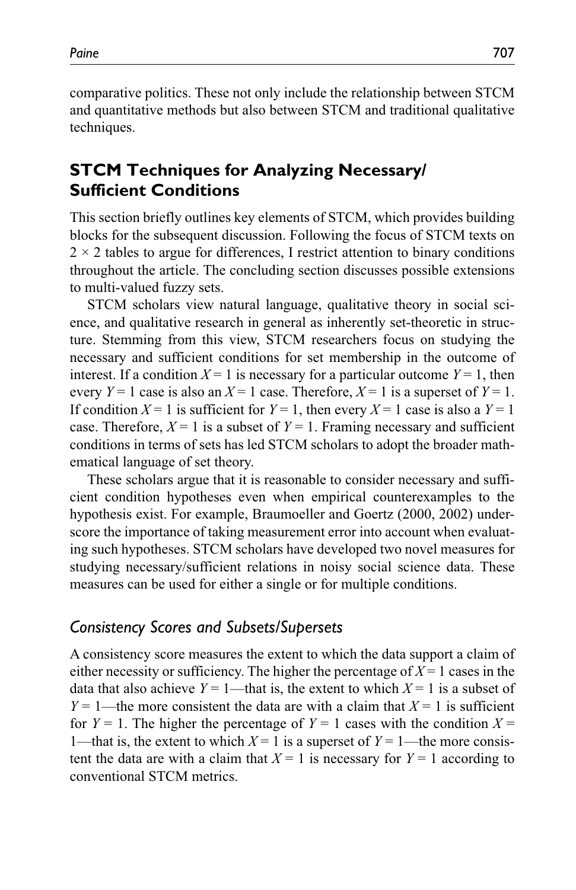comparative politics. These not only include the relationship between STCM and quantitative methods but also between STCM and traditional qualitative techniques.

## STCM Techniques for Analyzing Necessary/Sufficient Conditions

This section briefly outlines key elements of STCM, which provides building blocks for the subsequent discussion. Following the focus of STCM texts on $2 \times 2$ tables to argue for differences, I restrict attention to binary conditions throughout the article. The concluding section discusses possible extensions to multi-valued fuzzy sets.

STCM scholars view natural language, qualitative theory in social science, and qualitative research in general as inherently set-theoretic in structure. Stemming from this view, STCM researchers focus on studying the necessary and sufficient conditions for set membership in the outcome of interest. If a condition $X = 1$ is necessary for a particular outcome $Y = 1$, then every $Y = 1$ case is also an $X = 1$ case. Therefore, $X = 1$ is a superset of $Y = 1$. If condition $X = 1$ is sufficient for $Y = 1$, then every $X = 1$ case is also a $Y = 1$ case. Therefore, $X = 1$ is a subset of $Y = 1$. Framing necessary and sufficient conditions in terms of sets has led STCM scholars to adopt the broader mathematical language of set theory.

These scholars argue that it is reasonable to consider necessary and sufficient condition hypotheses even when empirical counterexamples to the hypothesis exist. For example, Braumoeller and Goertz (2000, 2002) underscore the importance of taking measurement error into account when evaluating such hypotheses. STCM scholars have developed two novel measures for studying necessary/sufficient relations in noisy social science data. These measures can be used for either a single or for multiple conditions.

### *Consistency Scores and Subsets/Supersets*

A consistency score measures the extent to which the data support a claim of either necessity or sufficiency. The higher the percentage of $X = 1$ cases in the data that also achieve $Y = 1$—that is, the extent to which $X = 1$ is a subset of $Y = 1$—the more consistent the data are with a claim that $X = 1$ is sufficient for $Y = 1$. The higher the percentage of $Y = 1$ cases with the condition $X = 1$—that is, the extent to which $X = 1$ is a superset of $Y = 1$—the more consistent the data are with a claim that $X = 1$ is necessary for $Y = 1$ according to conventional STCM metrics.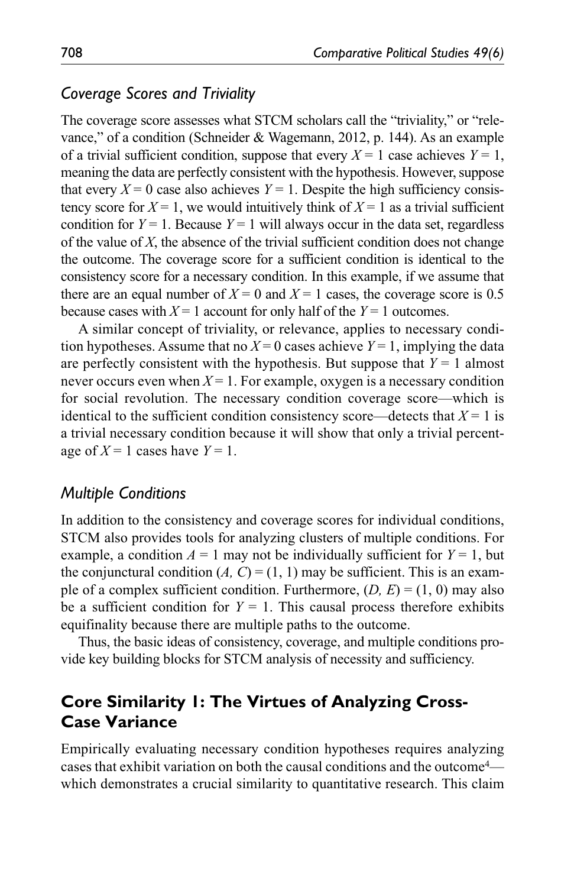### *Coverage Scores and Triviality*

The coverage score assesses what STCM scholars call the "triviality," or "relevance," of a condition (Schneider & Wagemann, 2012, p. 144). As an example of a trivial sufficient condition, suppose that every $X = 1$ case achieves $Y = 1$, meaning the data are perfectly consistent with the hypothesis. However, suppose that every $X = 0$ case also achieves $Y = 1$. Despite the high sufficiency consistency score for $X = 1$, we would intuitively think of $X = 1$ as a trivial sufficient condition for $Y = 1$. Because $Y = 1$ will always occur in the data set, regardless of the value of $X$, the absence of the trivial sufficient condition does not change the outcome. The coverage score for a sufficient condition is identical to the consistency score for a necessary condition. In this example, if we assume that there are an equal number of $X = 0$ and $X = 1$ cases, the coverage score is 0.5 because cases with $X = 1$ account for only half of the $Y = 1$ outcomes.

A similar concept of triviality, or relevance, applies to necessary condition hypotheses. Assume that no $X = 0$ cases achieve $Y = 1$, implying the data are perfectly consistent with the hypothesis. But suppose that $Y = 1$ almost never occurs even when $X = 1$. For example, oxygen is a necessary condition for social revolution. The necessary condition coverage score—which is identical to the sufficient condition consistency score—detects that $X = 1$ is a trivial necessary condition because it will show that only a trivial percentage of $X = 1$ cases have $Y = 1$.

### *Multiple Conditions*

In addition to the consistency and coverage scores for individual conditions, STCM also provides tools for analyzing clusters of multiple conditions. For example, a condition $A = 1$ may not be individually sufficient for $Y = 1$, but the conjunctural condition $(A, C) = (1, 1)$ may be sufficient. This is an example of a complex sufficient condition. Furthermore, $(D, E) = (1, 0)$ may also be a sufficient condition for $Y = 1$. This causal process therefore exhibits equifinality because there are multiple paths to the outcome.

Thus, the basic ideas of consistency, coverage, and multiple conditions provide key building blocks for STCM analysis of necessity and sufficiency.

## **Core Similarity 1: The Virtues of Analyzing Cross-Case Variance**

Empirically evaluating necessary condition hypotheses requires analyzing cases that exhibit variation on both the causal conditions and the outcome[4]—which demonstrates a crucial similarity to quantitative research. This claim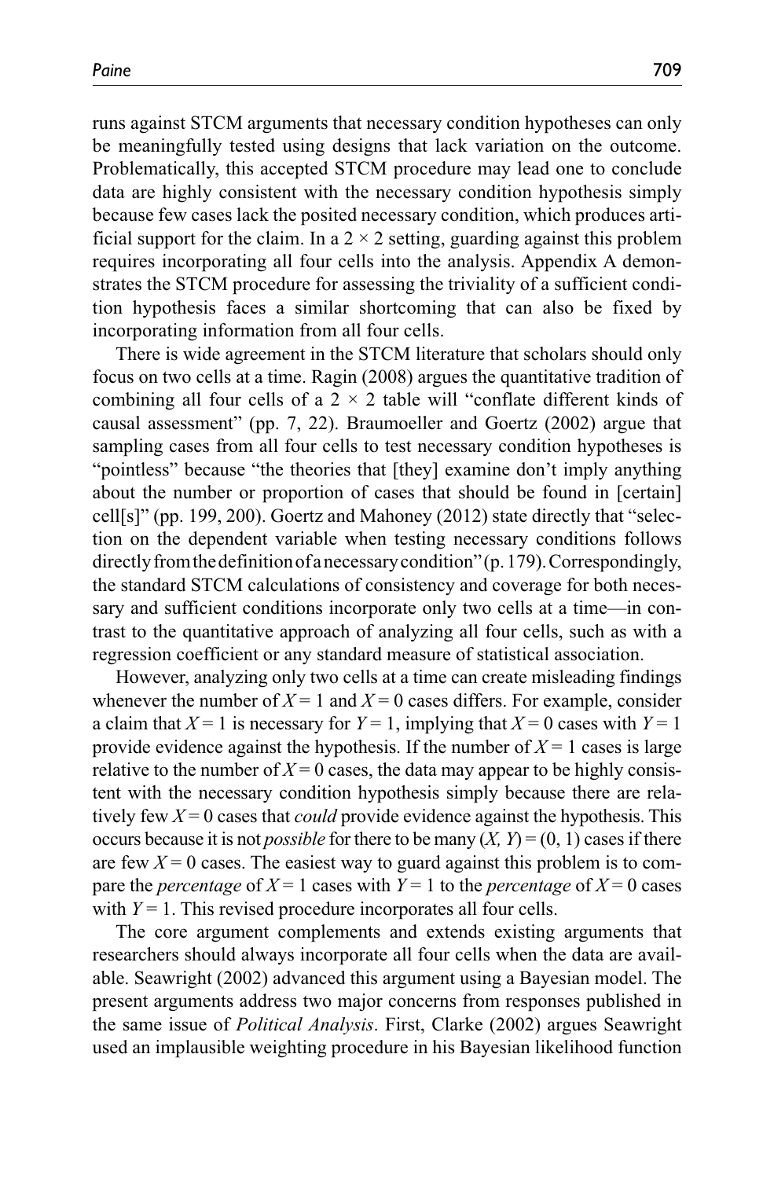runs against STCM arguments that necessary condition hypotheses can only be meaningfully tested using designs that lack variation on the outcome. Problematically, this accepted STCM procedure may lead one to conclude data are highly consistent with the necessary condition hypothesis simply because few cases lack the posited necessary condition, which produces artificial support for the claim. In a $2 \times 2$ setting, guarding against this problem requires incorporating all four cells into the analysis. Appendix A demonstrates the STCM procedure for assessing the triviality of a sufficient condition hypothesis faces a similar shortcoming that can also be fixed by incorporating information from all four cells.

There is wide agreement in the STCM literature that scholars should only focus on two cells at a time. Ragin (2008) argues the quantitative tradition of combining all four cells of a $2 \times 2$ table will "conflate different kinds of causal assessment" (pp. 7, 22). Braumoeller and Goertz (2002) argue that sampling cases from all four cells to test necessary condition hypotheses is "pointless" because "the theories that [they] examine don't imply anything about the number or proportion of cases that should be found in [certain] cell[s]" (pp. 199, 200). Goertz and Mahoney (2012) state directly that "selection on the dependent variable when testing necessary conditions follows directly from the definition of a necessary condition" (p. 179). Correspondingly, the standard STCM calculations of consistency and coverage for both necessary and sufficient conditions incorporate only two cells at a time—in contrast to the quantitative approach of analyzing all four cells, such as with a regression coefficient or any standard measure of statistical association.

However, analyzing only two cells at a time can create misleading findings whenever the number of $X = 1$ and $X = 0$ cases differs. For example, consider a claim that $X = 1$ is necessary for $Y = 1$, implying that $X = 0$ cases with $Y = 1$ provide evidence against the hypothesis. If the number of $X = 1$ cases is large relative to the number of $X = 0$ cases, the data may appear to be highly consistent with the necessary condition hypothesis simply because there are relatively few $X = 0$ cases that *could* provide evidence against the hypothesis. This occurs because it is not *possible* for there to be many $(X, Y) = (0, 1)$ cases if there are few $X = 0$ cases. The easiest way to guard against this problem is to compare the *percentage* of $X = 1$ cases with $Y = 1$ to the *percentage* of $X = 0$ cases with $Y = 1$. This revised procedure incorporates all four cells.

The core argument complements and extends existing arguments that researchers should always incorporate all four cells when the data are available. Seawright (2002) advanced this argument using a Bayesian model. The present arguments address two major concerns from responses published in the same issue of *Political Analysis*. First, Clarke (2002) argues Seawright used an implausible weighting procedure in his Bayesian likelihood function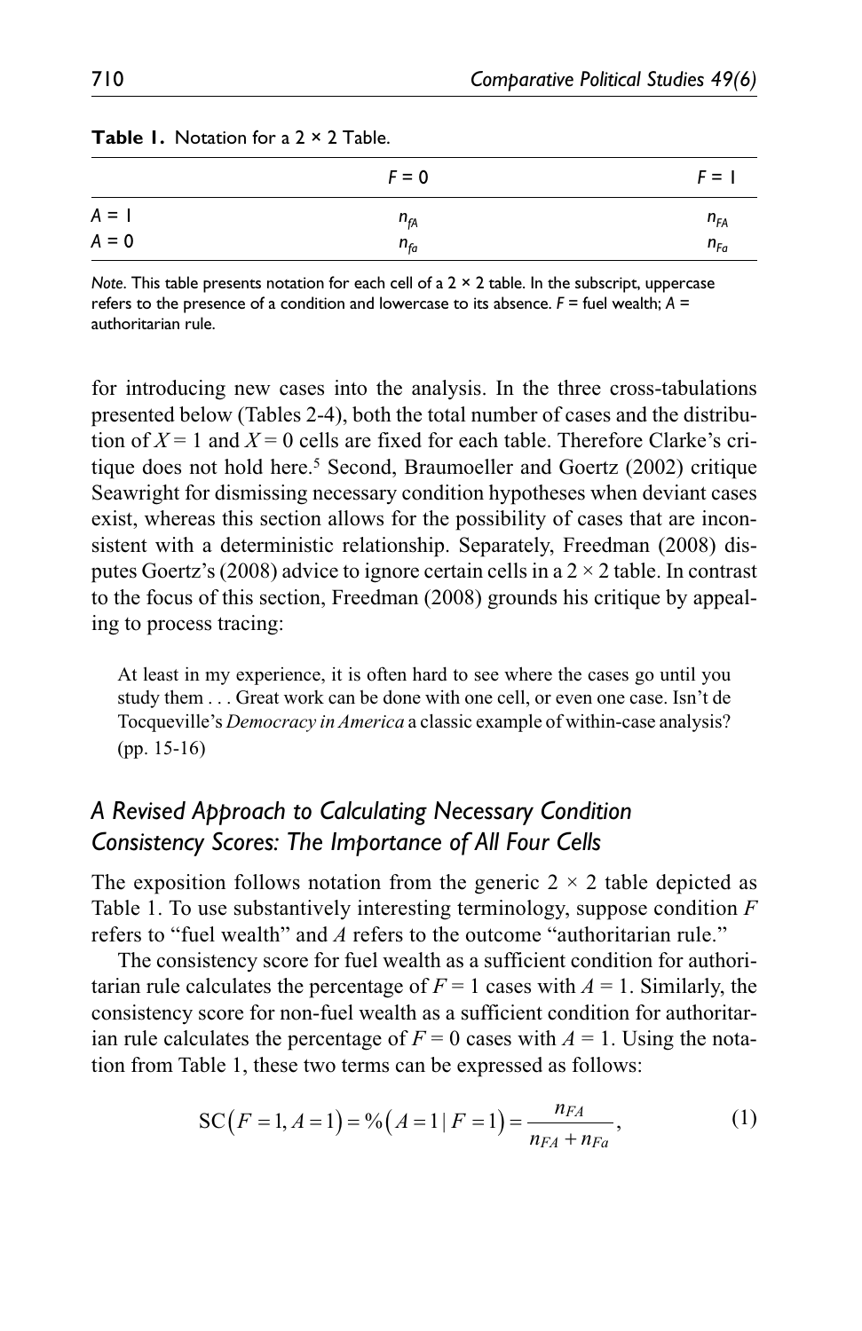**Table 1.** Notation for a 2 × 2 Table.

| | $F = 0$ | $F = 1$ |
|---|---|---|
| $A = 1$ | $n_{fA}$ | $n_{FA}$ |
| $A = 0$ | $n_{fa}$ | $n_{Fa}$ |

*Note*. This table presents notation for each cell of a 2 × 2 table. In the subscript, uppercase refers to the presence of a condition and lowercase to its absence. $F$ = fuel wealth; $A$ = authoritarian rule.

for introducing new cases into the analysis. In the three cross-tabulations presented below (Tables 2-4), both the total number of cases and the distribution of $X = 1$ and $X = 0$ cells are fixed for each table. Therefore Clarke's critique does not hold here.[5] Second, Braumoeller and Goertz (2002) critique Seawright for dismissing necessary condition hypotheses when deviant cases exist, whereas this section allows for the possibility of cases that are inconsistent with a deterministic relationship. Separately, Freedman (2008) disputes Goertz's (2008) advice to ignore certain cells in a 2 × 2 table. In contrast to the focus of this section, Freedman (2008) grounds his critique by appealing to process tracing:

> At least in my experience, it is often hard to see where the cases go until you study them . . . Great work can be done with one cell, or even one case. Isn't de Tocqueville's *Democracy in America* a classic example of within-case analysis? (pp. 15-16)

## *A Revised Approach to Calculating Necessary Condition Consistency Scores: The Importance of All Four Cells*

The exposition follows notation from the generic 2 × 2 table depicted as Table 1. To use substantively interesting terminology, suppose condition $F$ refers to "fuel wealth" and $A$ refers to the outcome "authoritarian rule."

The consistency score for fuel wealth as a sufficient condition for authoritarian rule calculates the percentage of $F = 1$ cases with $A = 1$. Similarly, the consistency score for non-fuel wealth as a sufficient condition for authoritarian rule calculates the percentage of $F = 0$ cases with $A = 1$. Using the notation from Table 1, these two terms can be expressed as follows:

$$\text{SC}(F = 1, A = 1) = \%(A = 1 \mid F = 1) = \frac{n_{FA}}{n_{FA} + n_{Fa}}, \tag{1}$$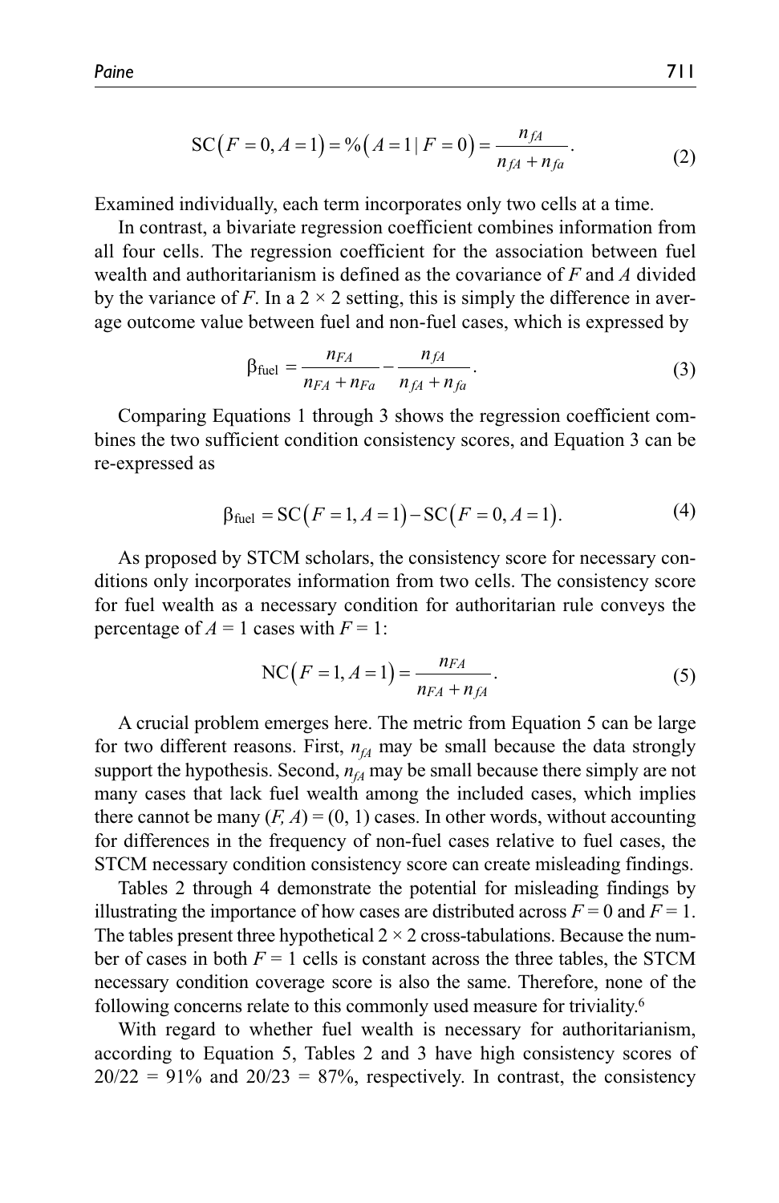$$\text{SC}\left(F=0, A=1\right)=\%\left(A=1 \mid F=0\right)=\frac{n_{fA}}{n_{fA}+n_{fa}}. \tag{2}$$

Examined individually, each term incorporates only two cells at a time.

In contrast, a bivariate regression coefficient combines information from all four cells. The regression coefficient for the association between fuel wealth and authoritarianism is defined as the covariance of $F$ and $A$ divided by the variance of $F$. In a 2 × 2 setting, this is simply the difference in average outcome value between fuel and non-fuel cases, which is expressed by

$$\beta_{\text{fuel}}=\frac{n_{FA}}{n_{FA}+n_{Fa}}-\frac{n_{fA}}{n_{fA}+n_{fa}}. \tag{3}$$

Comparing Equations 1 through 3 shows the regression coefficient combines the two sufficient condition consistency scores, and Equation 3 can be re-expressed as

$$\beta_{\text{fuel}}=\text{SC}\left(F=1, A=1\right)-\text{SC}\left(F=0, A=1\right). \tag{4}$$

As proposed by STCM scholars, the consistency score for necessary conditions only incorporates information from two cells. The consistency score for fuel wealth as a necessary condition for authoritarian rule conveys the percentage of $A$ = 1 cases with $F$ = 1:

$$\text{NC}\left(F=1, A=1\right)=\frac{n_{FA}}{n_{FA}+n_{fA}}. \tag{5}$$

A crucial problem emerges here. The metric from Equation 5 can be large for two different reasons. First, $n_{fA}$ may be small because the data strongly support the hypothesis. Second, $n_{fA}$ may be small because there simply are not many cases that lack fuel wealth among the included cases, which implies there cannot be many ($F$, $A$) = (0, 1) cases. In other words, without accounting for differences in the frequency of non-fuel cases relative to fuel cases, the STCM necessary condition consistency score can create misleading findings.

Tables 2 through 4 demonstrate the potential for misleading findings by illustrating the importance of how cases are distributed across $F$ = 0 and $F$ = 1. The tables present three hypothetical 2 × 2 cross-tabulations. Because the number of cases in both $F$ = 1 cells is constant across the three tables, the STCM necessary condition coverage score is also the same. Therefore, none of the following concerns relate to this commonly used measure for triviality.[6]

With regard to whether fuel wealth is necessary for authoritarianism, according to Equation 5, Tables 2 and 3 have high consistency scores of 20/22 = 91% and 20/23 = 87%, respectively. In contrast, the consistency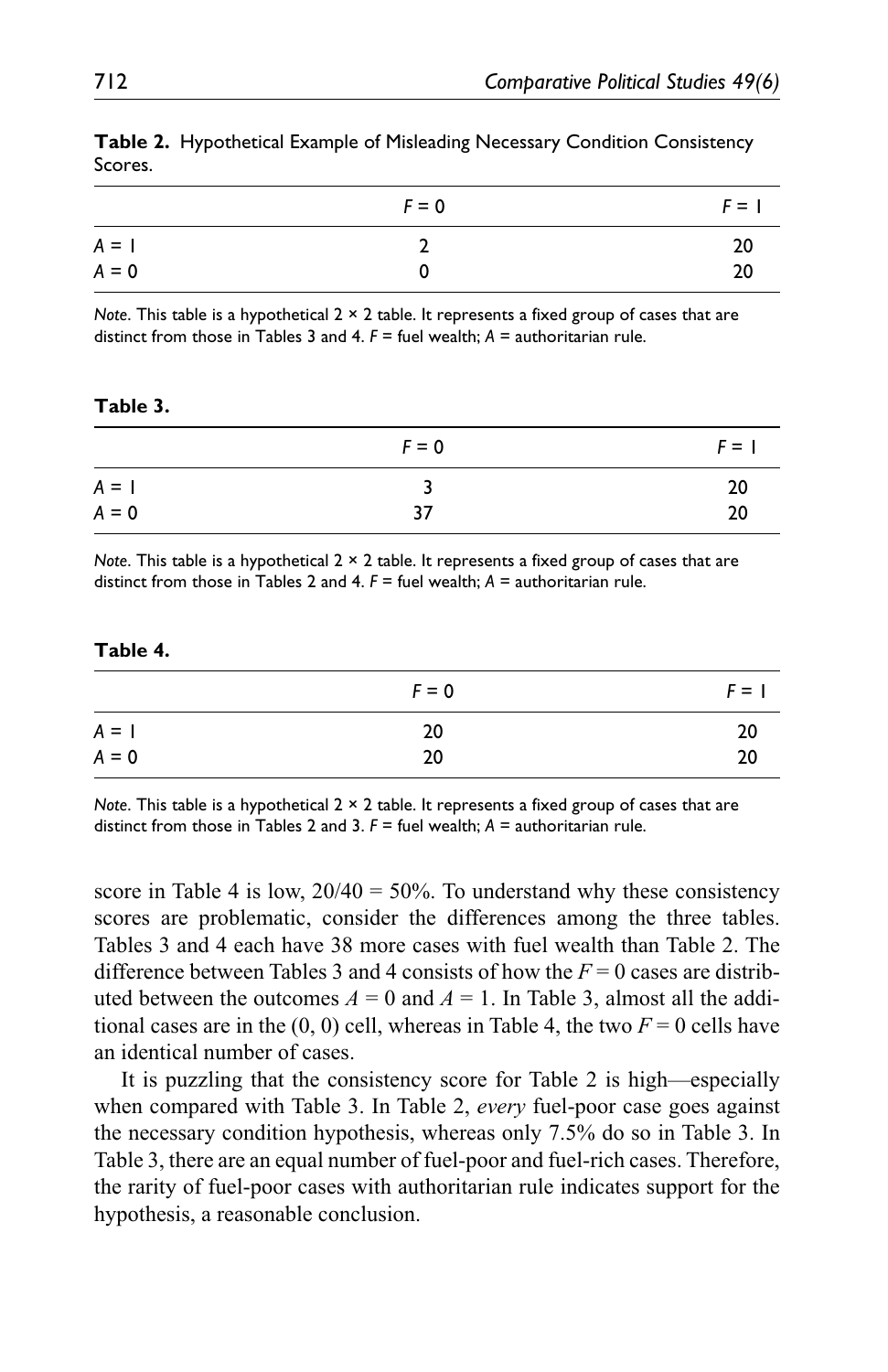**Table 2.** Hypothetical Example of Misleading Necessary Condition Consistency Scores.

| | $F = 0$ | $F = 1$ |
|---|---|---|
| $A = 1$ | 2 | 20 |
| $A = 0$ | 0 | 20 |

*Note*. This table is a hypothetical 2 × 2 table. It represents a fixed group of cases that are distinct from those in Tables 3 and 4. $F$ = fuel wealth; $A$ = authoritarian rule.

**Table 3.**

| | $F = 0$ | $F = 1$ |
|---|---|---|
| $A = 1$ | 3 | 20 |
| $A = 0$ | 37 | 20 |

*Note*. This table is a hypothetical 2 × 2 table. It represents a fixed group of cases that are distinct from those in Tables 2 and 4. $F$ = fuel wealth; $A$ = authoritarian rule.

**Table 4.**

| | $F = 0$ | $F = 1$ |
|---|---|---|
| $A = 1$ | 20 | 20 |
| $A = 0$ | 20 | 20 |

*Note*. This table is a hypothetical 2 × 2 table. It represents a fixed group of cases that are distinct from those in Tables 2 and 3. $F$ = fuel wealth; $A$ = authoritarian rule.

score in Table 4 is low, 20/40 = 50%. To understand why these consistency scores are problematic, consider the differences among the three tables. Tables 3 and 4 each have 38 more cases with fuel wealth than Table 2. The difference between Tables 3 and 4 consists of how the $F = 0$ cases are distributed between the outcomes $A = 0$ and $A = 1$. In Table 3, almost all the additional cases are in the (0, 0) cell, whereas in Table 4, the two $F = 0$ cells have an identical number of cases.

It is puzzling that the consistency score for Table 2 is high—especially when compared with Table 3. In Table 2, *every* fuel-poor case goes against the necessary condition hypothesis, whereas only 7.5% do so in Table 3. In Table 3, there are an equal number of fuel-poor and fuel-rich cases. Therefore, the rarity of fuel-poor cases with authoritarian rule indicates support for the hypothesis, a reasonable conclusion.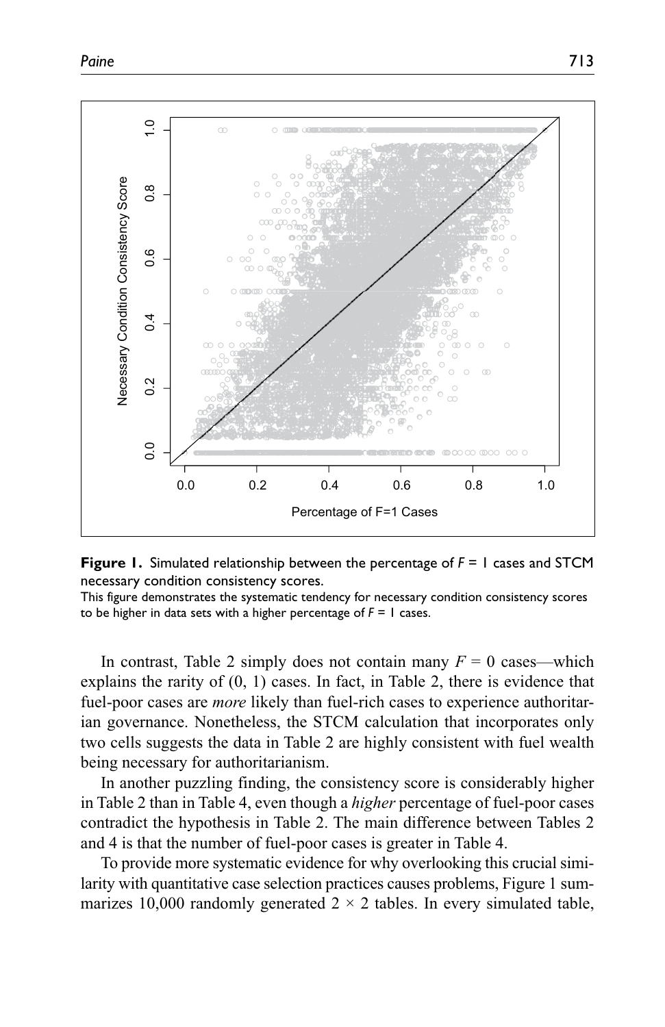**Figure 1.** Simulated relationship between the percentage of $F = 1$ cases and STCM necessary condition consistency scores.

This figure demonstrates the systematic tendency for necessary condition consistency scores to be higher in data sets with a higher percentage of $F = 1$ cases.

In contrast, Table 2 simply does not contain many $F = 0$ cases—which explains the rarity of (0, 1) cases. In fact, in Table 2, there is evidence that fuel-poor cases are *more* likely than fuel-rich cases to experience authoritarian governance. Nonetheless, the STCM calculation that incorporates only two cells suggests the data in Table 2 are highly consistent with fuel wealth being necessary for authoritarianism.

In another puzzling finding, the consistency score is considerably higher in Table 2 than in Table 4, even though a *higher* percentage of fuel-poor cases contradict the hypothesis in Table 2. The main difference between Tables 2 and 4 is that the number of fuel-poor cases is greater in Table 4.

To provide more systematic evidence for why overlooking this crucial similarity with quantitative case selection practices causes problems, Figure 1 summarizes 10,000 randomly generated $2 \times 2$ tables. In every simulated table,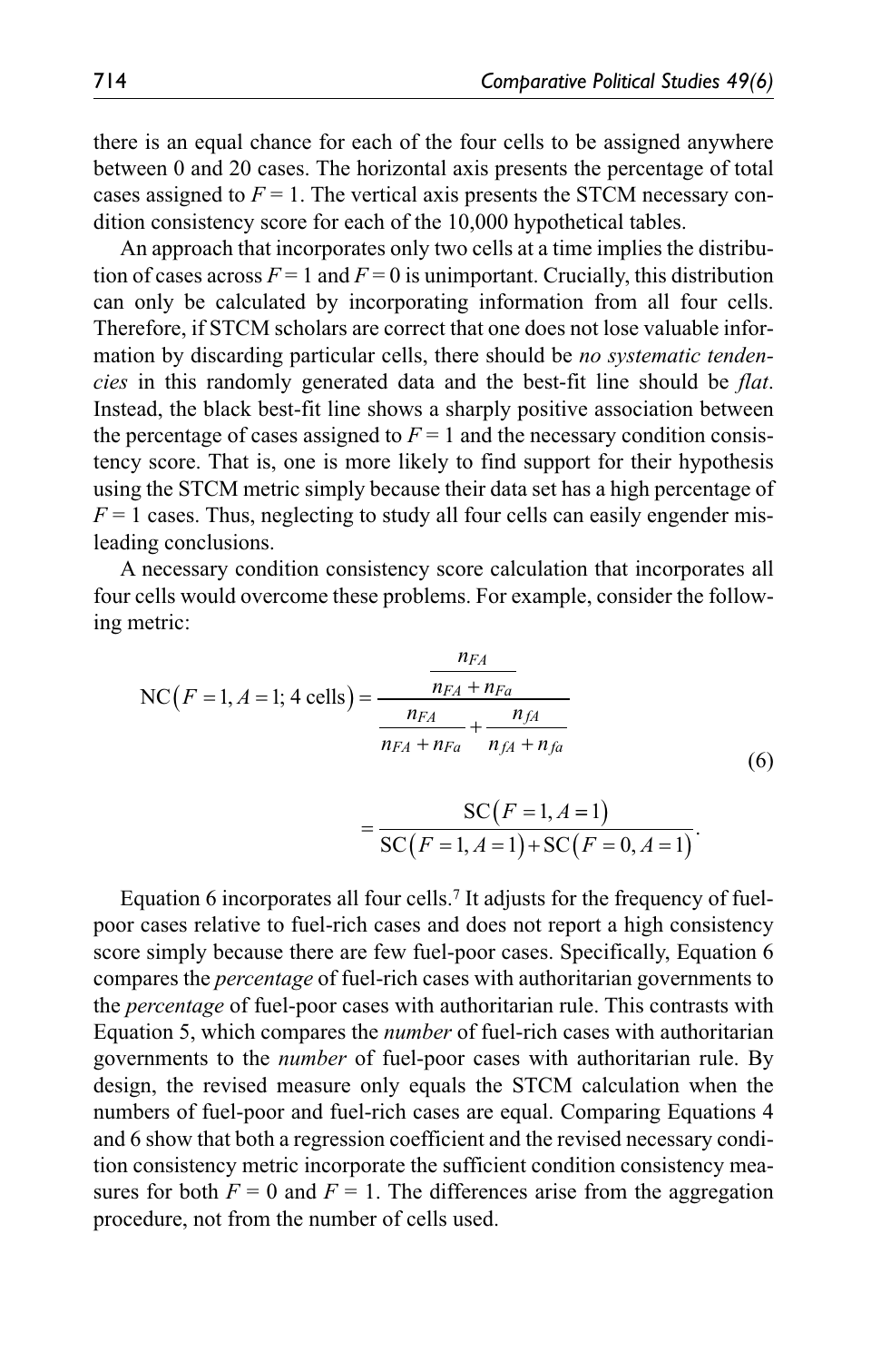there is an equal chance for each of the four cells to be assigned anywhere between 0 and 20 cases. The horizontal axis presents the percentage of total cases assigned to $F = 1$. The vertical axis presents the STCM necessary condition consistency score for each of the 10,000 hypothetical tables.

An approach that incorporates only two cells at a time implies the distribution of cases across $F = 1$ and $F = 0$ is unimportant. Crucially, this distribution can only be calculated by incorporating information from all four cells. Therefore, if STCM scholars are correct that one does not lose valuable information by discarding particular cells, there should be *no systematic tendencies* in this randomly generated data and the best-fit line should be *flat*. Instead, the black best-fit line shows a sharply positive association between the percentage of cases assigned to $F = 1$ and the necessary condition consistency score. That is, one is more likely to find support for their hypothesis using the STCM metric simply because their data set has a high percentage of $F = 1$ cases. Thus, neglecting to study all four cells can easily engender misleading conclusions.

A necessary condition consistency score calculation that incorporates all four cells would overcome these problems. For example, consider the following metric:

$$\text{NC}\left(F=1, A=1; 4\text{ cells}\right) = \frac{\dfrac{n_{FA}}{n_{FA}+n_{Fa}}}{\dfrac{n_{FA}}{n_{FA}+n_{Fa}} + \dfrac{n_{fA}}{n_{fA}+n_{fa}}} = \frac{\text{SC}\left(F=1, A=1\right)}{\text{SC}\left(F=1, A=1\right)+\text{SC}\left(F=0, A=1\right)}. \tag{6}$$

Equation 6 incorporates all four cells.[7] It adjusts for the frequency of fuel-poor cases relative to fuel-rich cases and does not report a high consistency score simply because there are few fuel-poor cases. Specifically, Equation 6 compares the *percentage* of fuel-rich cases with authoritarian governments to the *percentage* of fuel-poor cases with authoritarian rule. This contrasts with Equation 5, which compares the *number* of fuel-rich cases with authoritarian governments to the *number* of fuel-poor cases with authoritarian rule. By design, the revised measure only equals the STCM calculation when the numbers of fuel-poor and fuel-rich cases are equal. Comparing Equations 4 and 6 show that both a regression coefficient and the revised necessary condition consistency metric incorporate the sufficient condition consistency measures for both $F = 0$ and $F = 1$. The differences arise from the aggregation procedure, not from the number of cells used.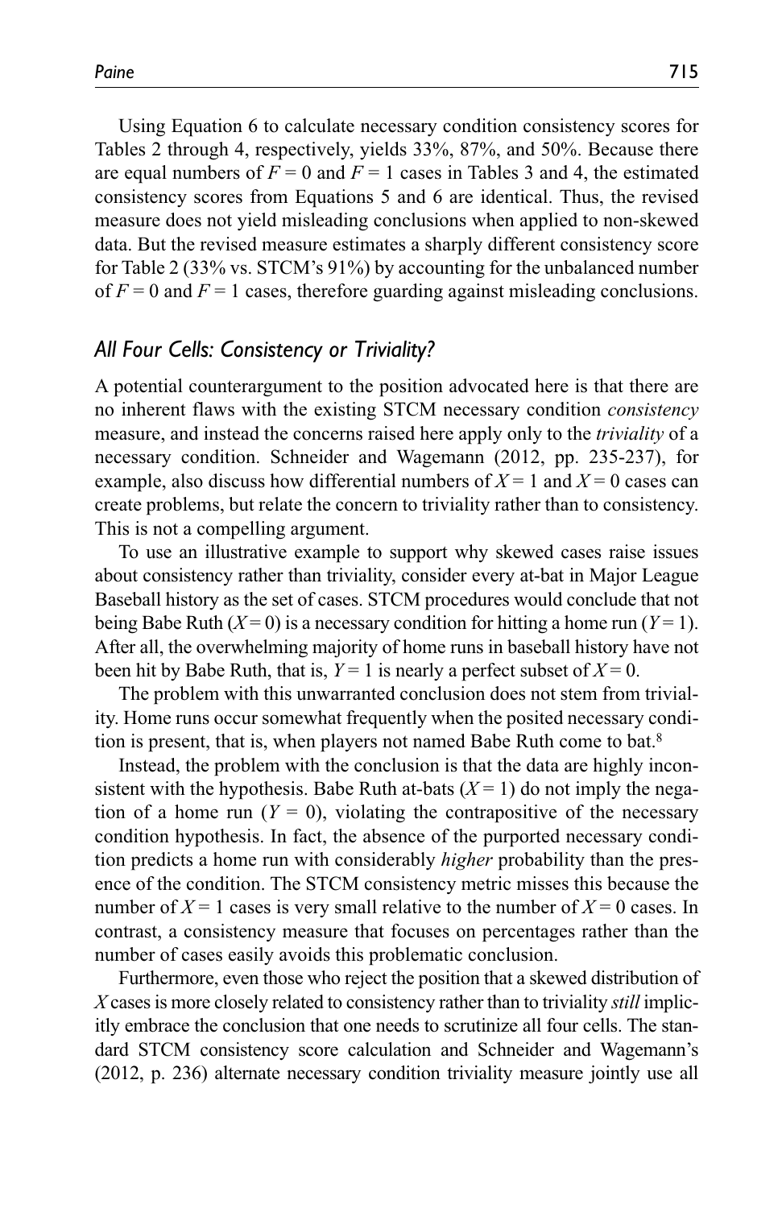Using Equation 6 to calculate necessary condition consistency scores for Tables 2 through 4, respectively, yields 33%, 87%, and 50%. Because there are equal numbers of $F = 0$ and $F = 1$ cases in Tables 3 and 4, the estimated consistency scores from Equations 5 and 6 are identical. Thus, the revised measure does not yield misleading conclusions when applied to non-skewed data. But the revised measure estimates a sharply different consistency score for Table 2 (33% vs. STCM's 91%) by accounting for the unbalanced number of $F = 0$ and $F = 1$ cases, therefore guarding against misleading conclusions.

### *All Four Cells: Consistency or Triviality?*

A potential counterargument to the position advocated here is that there are no inherent flaws with the existing STCM necessary condition *consistency* measure, and instead the concerns raised here apply only to the *triviality* of a necessary condition. Schneider and Wagemann (2012, pp. 235-237), for example, also discuss how differential numbers of $X = 1$ and $X = 0$ cases can create problems, but relate the concern to triviality rather than to consistency. This is not a compelling argument.

To use an illustrative example to support why skewed cases raise issues about consistency rather than triviality, consider every at-bat in Major League Baseball history as the set of cases. STCM procedures would conclude that not being Babe Ruth ($X = 0$) is a necessary condition for hitting a home run ($Y = 1$). After all, the overwhelming majority of home runs in baseball history have not been hit by Babe Ruth, that is, $Y = 1$ is nearly a perfect subset of $X = 0$.

The problem with this unwarranted conclusion does not stem from triviality. Home runs occur somewhat frequently when the posited necessary condition is present, that is, when players not named Babe Ruth come to bat.[8]

Instead, the problem with the conclusion is that the data are highly inconsistent with the hypothesis. Babe Ruth at-bats ($X = 1$) do not imply the negation of a home run ($Y = 0$), violating the contrapositive of the necessary condition hypothesis. In fact, the absence of the purported necessary condition predicts a home run with considerably *higher* probability than the presence of the condition. The STCM consistency metric misses this because the number of $X = 1$ cases is very small relative to the number of $X = 0$ cases. In contrast, a consistency measure that focuses on percentages rather than the number of cases easily avoids this problematic conclusion.

Furthermore, even those who reject the position that a skewed distribution of $X$ cases is more closely related to consistency rather than to triviality *still* implicitly embrace the conclusion that one needs to scrutinize all four cells. The standard STCM consistency score calculation and Schneider and Wagemann's (2012, p. 236) alternate necessary condition triviality measure jointly use all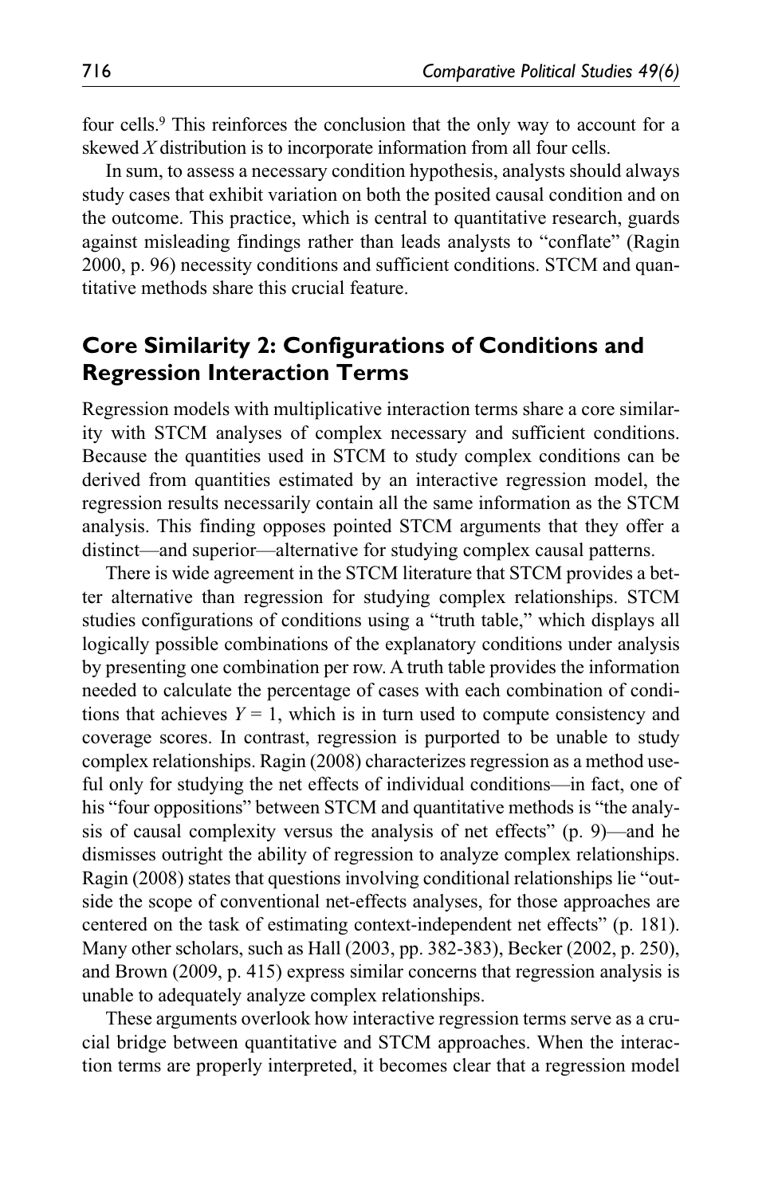four cells.[9] This reinforces the conclusion that the only way to account for a skewed $X$ distribution is to incorporate information from all four cells.

In sum, to assess a necessary condition hypothesis, analysts should always study cases that exhibit variation on both the posited causal condition and on the outcome. This practice, which is central to quantitative research, guards against misleading findings rather than leads analysts to "conflate" (Ragin 2000, p. 96) necessity conditions and sufficient conditions. STCM and quantitative methods share this crucial feature.

## Core Similarity 2: Configurations of Conditions and Regression Interaction Terms

Regression models with multiplicative interaction terms share a core similarity with STCM analyses of complex necessary and sufficient conditions. Because the quantities used in STCM to study complex conditions can be derived from quantities estimated by an interactive regression model, the regression results necessarily contain all the same information as the STCM analysis. This finding opposes pointed STCM arguments that they offer a distinct—and superior—alternative for studying complex causal patterns.

There is wide agreement in the STCM literature that STCM provides a better alternative than regression for studying complex relationships. STCM studies configurations of conditions using a "truth table," which displays all logically possible combinations of the explanatory conditions under analysis by presenting one combination per row. A truth table provides the information needed to calculate the percentage of cases with each combination of conditions that achieves $Y = 1$, which is in turn used to compute consistency and coverage scores. In contrast, regression is purported to be unable to study complex relationships. Ragin (2008) characterizes regression as a method useful only for studying the net effects of individual conditions—in fact, one of his "four oppositions" between STCM and quantitative methods is "the analysis of causal complexity versus the analysis of net effects" (p. 9)—and he dismisses outright the ability of regression to analyze complex relationships. Ragin (2008) states that questions involving conditional relationships lie "outside the scope of conventional net-effects analyses, for those approaches are centered on the task of estimating context-independent net effects" (p. 181). Many other scholars, such as Hall (2003, pp. 382-383), Becker (2002, p. 250), and Brown (2009, p. 415) express similar concerns that regression analysis is unable to adequately analyze complex relationships.

These arguments overlook how interactive regression terms serve as a crucial bridge between quantitative and STCM approaches. When the interaction terms are properly interpreted, it becomes clear that a regression model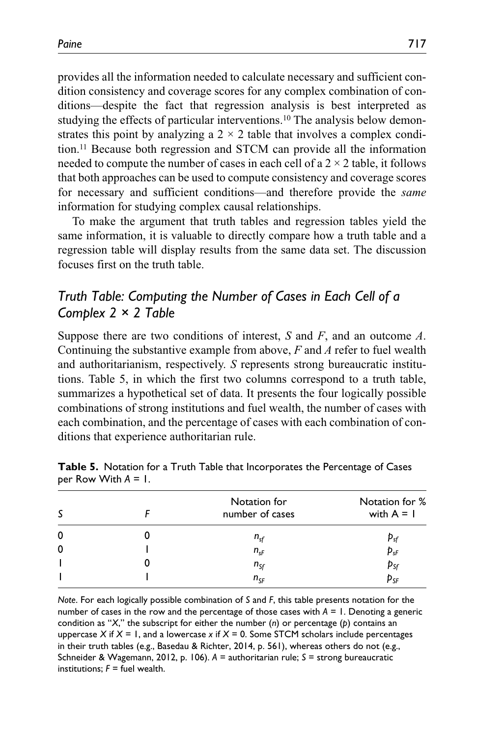provides all the information needed to calculate necessary and sufficient condition consistency and coverage scores for any complex combination of conditions—despite the fact that regression analysis is best interpreted as studying the effects of particular interventions.[10] The analysis below demonstrates this point by analyzing a $2 \times 2$ table that involves a complex condition.[11] Because both regression and STCM can provide all the information needed to compute the number of cases in each cell of a $2 \times 2$ table, it follows that both approaches can be used to compute consistency and coverage scores for necessary and sufficient conditions—and therefore provide the *same* information for studying complex causal relationships.

To make the argument that truth tables and regression tables yield the same information, it is valuable to directly compare how a truth table and a regression table will display results from the same data set. The discussion focuses first on the truth table.

## *Truth Table: Computing the Number of Cases in Each Cell of a Complex 2 × 2 Table*

Suppose there are two conditions of interest, *S* and *F*, and an outcome *A*. Continuing the substantive example from above, *F* and *A* refer to fuel wealth and authoritarianism, respectively. *S* represents strong bureaucratic institutions. Table 5, in which the first two columns correspond to a truth table, summarizes a hypothetical set of data. It presents the four logically possible combinations of strong institutions and fuel wealth, the number of cases with each combination, and the percentage of cases with each combination of conditions that experience authoritarian rule.

**Table 5.** Notation for a Truth Table that Incorporates the Percentage of Cases per Row With $A = 1$.

| *S* | *F* | Notation for number of cases | Notation for % with A = 1 |
|---|---|---|---|
| 0 | 0 | $n_{sf}$ | $p_{sf}$ |
| 0 | 1 | $n_{sF}$ | $p_{sF}$ |
| 1 | 0 | $n_{Sf}$ | $p_{Sf}$ |
| 1 | 1 | $n_{SF}$ | $p_{SF}$ |

*Note*. For each logically possible combination of *S* and *F*, this table presents notation for the number of cases in the row and the percentage of those cases with $A = 1$. Denoting a generic condition as "X," the subscript for either the number (*n*) or percentage (*p*) contains an uppercase *X* if $X = 1$, and a lowercase *x* if $X = 0$. Some STCM scholars include percentages in their truth tables (e.g., Basedau & Richter, 2014, p. 561), whereas others do not (e.g., Schneider & Wagemann, 2012, p. 106). *A* = authoritarian rule; *S* = strong bureaucratic institutions; *F* = fuel wealth.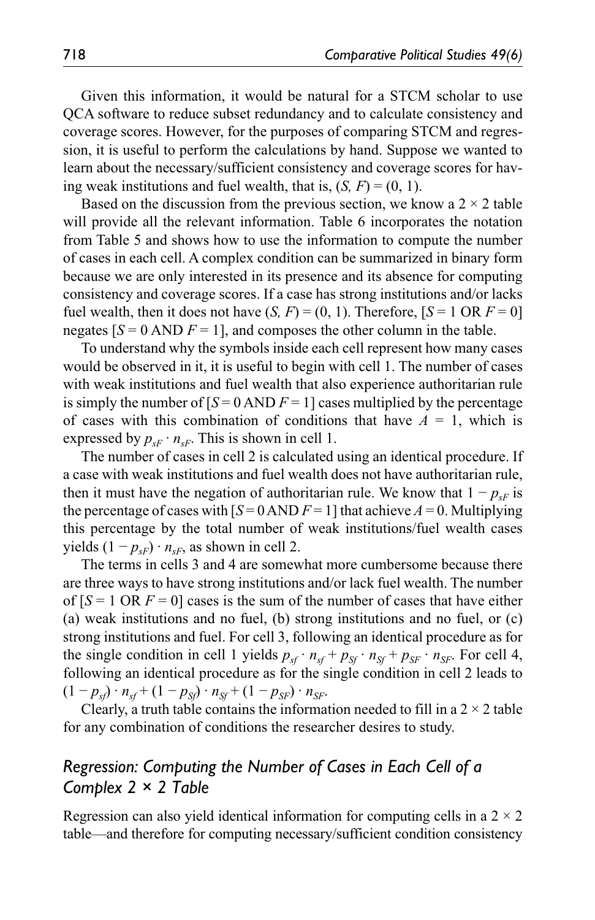Given this information, it would be natural for a STCM scholar to use QCA software to reduce subset redundancy and to calculate consistency and coverage scores. However, for the purposes of comparing STCM and regression, it is useful to perform the calculations by hand. Suppose we wanted to learn about the necessary/sufficient consistency and coverage scores for having weak institutions and fuel wealth, that is, $(S, F) = (0, 1)$.

Based on the discussion from the previous section, we know a $2 \times 2$ table will provide all the relevant information. Table 6 incorporates the notation from Table 5 and shows how to use the information to compute the number of cases in each cell. A complex condition can be summarized in binary form because we are only interested in its presence and its absence for computing consistency and coverage scores. If a case has strong institutions and/or lacks fuel wealth, then it does not have $(S, F) = (0, 1)$. Therefore, $[S = 1 \text{ OR } F = 0]$ negates $[S = 0 \text{ AND } F = 1]$, and composes the other column in the table.

To understand why the symbols inside each cell represent how many cases would be observed in it, it is useful to begin with cell 1. The number of cases with weak institutions and fuel wealth that also experience authoritarian rule is simply the number of $[S = 0 \text{ AND } F = 1]$ cases multiplied by the percentage of cases with this combination of conditions that have $A = 1$, which is expressed by $p_{sF} \cdot n_{sF}$. This is shown in cell 1.

The number of cases in cell 2 is calculated using an identical procedure. If a case with weak institutions and fuel wealth does not have authoritarian rule, then it must have the negation of authoritarian rule. We know that $1 - p_{sF}$ is the percentage of cases with $[S = 0 \text{ AND } F = 1]$ that achieve $A = 0$. Multiplying this percentage by the total number of weak institutions/fuel wealth cases yields $(1 - p_{sF}) \cdot n_{sF}$, as shown in cell 2.

The terms in cells 3 and 4 are somewhat more cumbersome because there are three ways to have strong institutions and/or lack fuel wealth. The number of $[S = 1 \text{ OR } F = 0]$ cases is the sum of the number of cases that have either (a) weak institutions and no fuel, (b) strong institutions and no fuel, or (c) strong institutions and fuel. For cell 3, following an identical procedure as for the single condition in cell 1 yields $p_{sf} \cdot n_{sf} + p_{Sf} \cdot n_{Sf} + p_{SF} \cdot n_{SF}$. For cell 4, following an identical procedure as for the single condition in cell 2 leads to $(1 - p_{sf}) \cdot n_{sf} + (1 - p_{Sf}) \cdot n_{Sf} + (1 - p_{SF}) \cdot n_{SF}$.

Clearly, a truth table contains the information needed to fill in a $2 \times 2$ table for any combination of conditions the researcher desires to study.

## *Regression: Computing the Number of Cases in Each Cell of a Complex 2 × 2 Table*

Regression can also yield identical information for computing cells in a $2 \times 2$ table—and therefore for computing necessary/sufficient condition consistency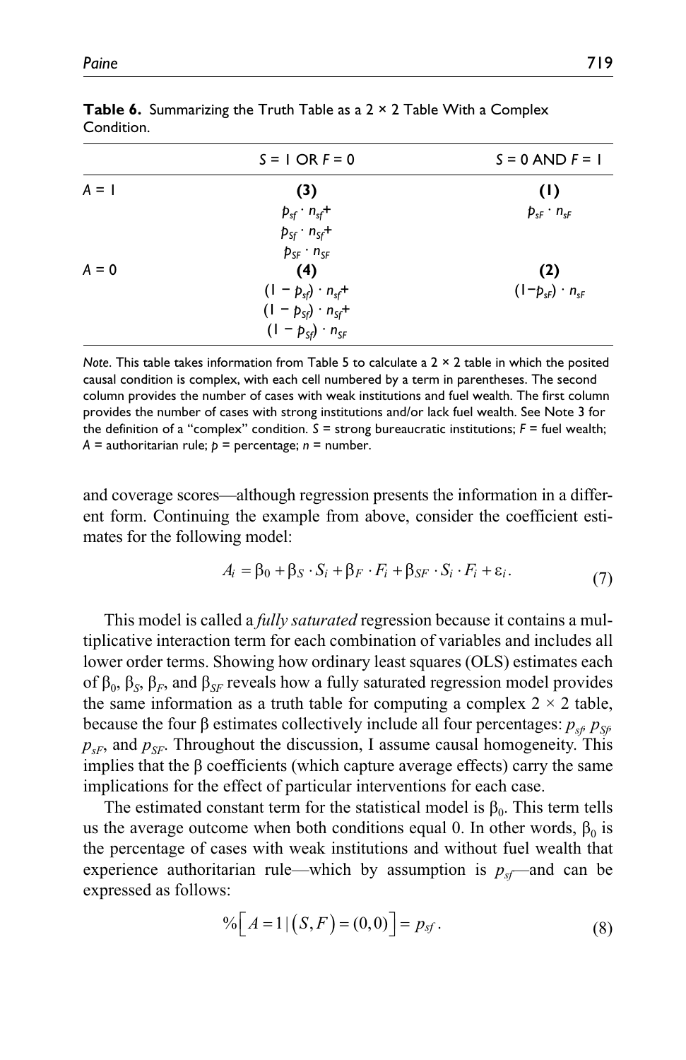**Table 6.** Summarizing the Truth Table as a 2 × 2 Table With a Complex Condition.

| | $S = 1$ OR $F = 0$ | $S = 0$ AND $F = 1$ |
|---|---|---|
| $A = 1$ | **(3)** $p_{sf} \cdot n_{sf}$+ $p_{Sf} \cdot n_{Sf}$+ $p_{SF} \cdot n_{SF}$ | **(1)** $p_{sF} \cdot n_{sF}$ |
| $A = 0$ | **(4)** $(1 - p_{sf}) \cdot n_{sf}$+ $(1 - p_{Sf}) \cdot n_{Sf}$+ $(1 - p_{Sf}) \cdot n_{SF}$ | **(2)** $(1 - p_{sF}) \cdot n_{sF}$ |

*Note*. This table takes information from Table 5 to calculate a 2 × 2 table in which the posited causal condition is complex, with each cell numbered by a term in parentheses. The second column provides the number of cases with weak institutions and fuel wealth. The first column provides the number of cases with strong institutions and/or lack fuel wealth. See Note 3 for the definition of a "complex" condition. $S$ = strong bureaucratic institutions; $F$ = fuel wealth; $A$ = authoritarian rule; $p$ = percentage; $n$ = number.

and coverage scores—although regression presents the information in a different form. Continuing the example from above, consider the coefficient estimates for the following model:

$$A_i = \beta_0 + \beta_S \cdot S_i + \beta_F \cdot F_i + \beta_{SF} \cdot S_i \cdot F_i + \varepsilon_i. \tag{7}$$

This model is called a *fully saturated* regression because it contains a multiplicative interaction term for each combination of variables and includes all lower order terms. Showing how ordinary least squares (OLS) estimates each of $\beta_0$, $\beta_S$, $\beta_F$, and $\beta_{SF}$ reveals how a fully saturated regression model provides the same information as a truth table for computing a complex 2 × 2 table, because the four β estimates collectively include all four percentages: $p_{sf}$, $p_{Sf}$, $p_{sF}$, and $p_{SF}$. Throughout the discussion, I assume causal homogeneity. This implies that the β coefficients (which capture average effects) carry the same implications for the effect of particular interventions for each case.

The estimated constant term for the statistical model is $\beta_0$. This term tells us the average outcome when both conditions equal 0. In other words, $\beta_0$ is the percentage of cases with weak institutions and without fuel wealth that experience authoritarian rule—which by assumption is $p_{sf}$—and can be expressed as follows:

$$\%\left[A = 1 \,|\, (S, F) = (0,0)\right] = p_{sf}. \tag{8}$$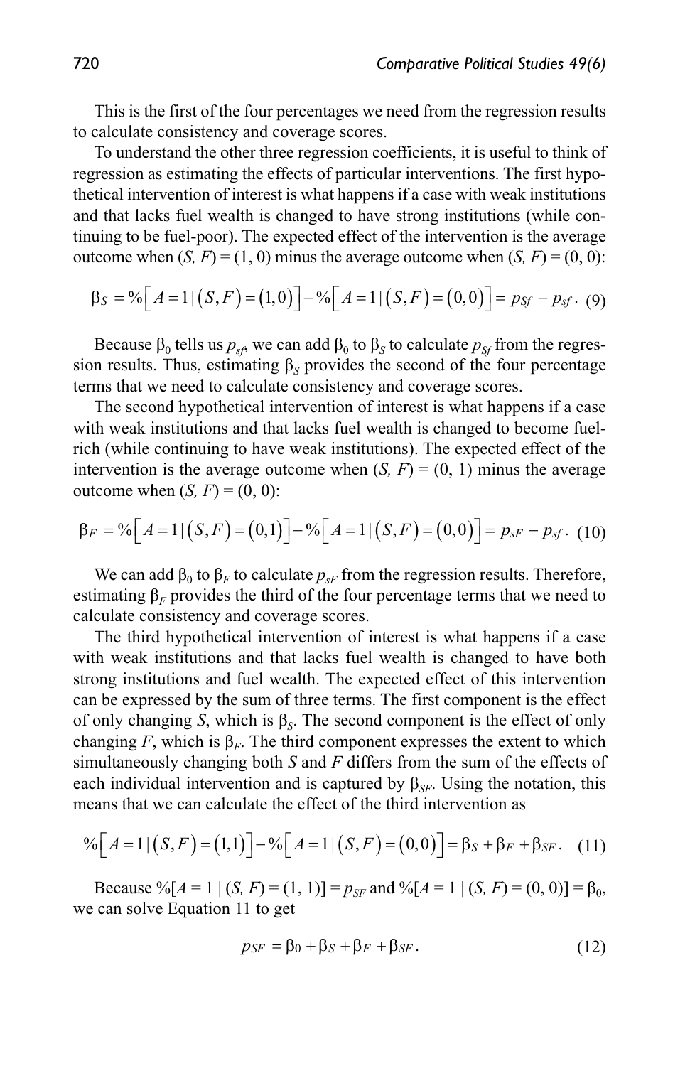This is the first of the four percentages we need from the regression results to calculate consistency and coverage scores.

To understand the other three regression coefficients, it is useful to think of regression as estimating the effects of particular interventions. The first hypothetical intervention of interest is what happens if a case with weak institutions and that lacks fuel wealth is changed to have strong institutions (while continuing to be fuel-poor). The expected effect of the intervention is the average outcome when $(S, F) = (1, 0)$ minus the average outcome when $(S, F) = (0, 0)$:

$$\beta_S = \%\left[A = 1 \,|\, \left(S, F\right) = \left(1, 0\right)\right] - \%\left[A = 1 \,|\, \left(S, F\right) = \left(0, 0\right)\right] = p_{Sf} - p_{sf}. \quad (9)$$

Because $\beta_0$ tells us $p_{sf}$, we can add $\beta_0$ to $\beta_S$ to calculate $p_{Sf}$ from the regression results. Thus, estimating $\beta_S$ provides the second of the four percentage terms that we need to calculate consistency and coverage scores.

The second hypothetical intervention of interest is what happens if a case with weak institutions and that lacks fuel wealth is changed to become fuel-rich (while continuing to have weak institutions). The expected effect of the intervention is the average outcome when $(S, F) = (0, 1)$ minus the average outcome when $(S, F) = (0, 0)$:

$$\beta_F = \%\left[A = 1 \,|\, \left(S, F\right) = \left(0, 1\right)\right] - \%\left[A = 1 \,|\, \left(S, F\right) = \left(0, 0\right)\right] = p_{sF} - p_{sf}. \quad (10)$$

We can add $\beta_0$ to $\beta_F$ to calculate $p_{sF}$ from the regression results. Therefore, estimating $\beta_F$ provides the third of the four percentage terms that we need to calculate consistency and coverage scores.

The third hypothetical intervention of interest is what happens if a case with weak institutions and that lacks fuel wealth is changed to have both strong institutions and fuel wealth. The expected effect of this intervention can be expressed by the sum of three terms. The first component is the effect of only changing $S$, which is $\beta_S$. The second component is the effect of only changing $F$, which is $\beta_F$. The third component expresses the extent to which simultaneously changing both $S$ and $F$ differs from the sum of the effects of each individual intervention and is captured by $\beta_{SF}$. Using the notation, this means that we can calculate the effect of the third intervention as

$$\%\left[A = 1 \,|\, \left(S, F\right) = \left(1, 1\right)\right] - \%\left[A = 1 \,|\, \left(S, F\right) = \left(0, 0\right)\right] = \beta_S + \beta_F + \beta_{SF}. \quad (11)$$

Because $\%[A = 1 \,|\, (S, F) = (1, 1)] = p_{SF}$ and $\%[A = 1 \,|\, (S, F) = (0, 0)] = \beta_0$, we can solve Equation 11 to get

$$p_{SF} = \beta_0 + \beta_S + \beta_F + \beta_{SF}. \quad (12)$$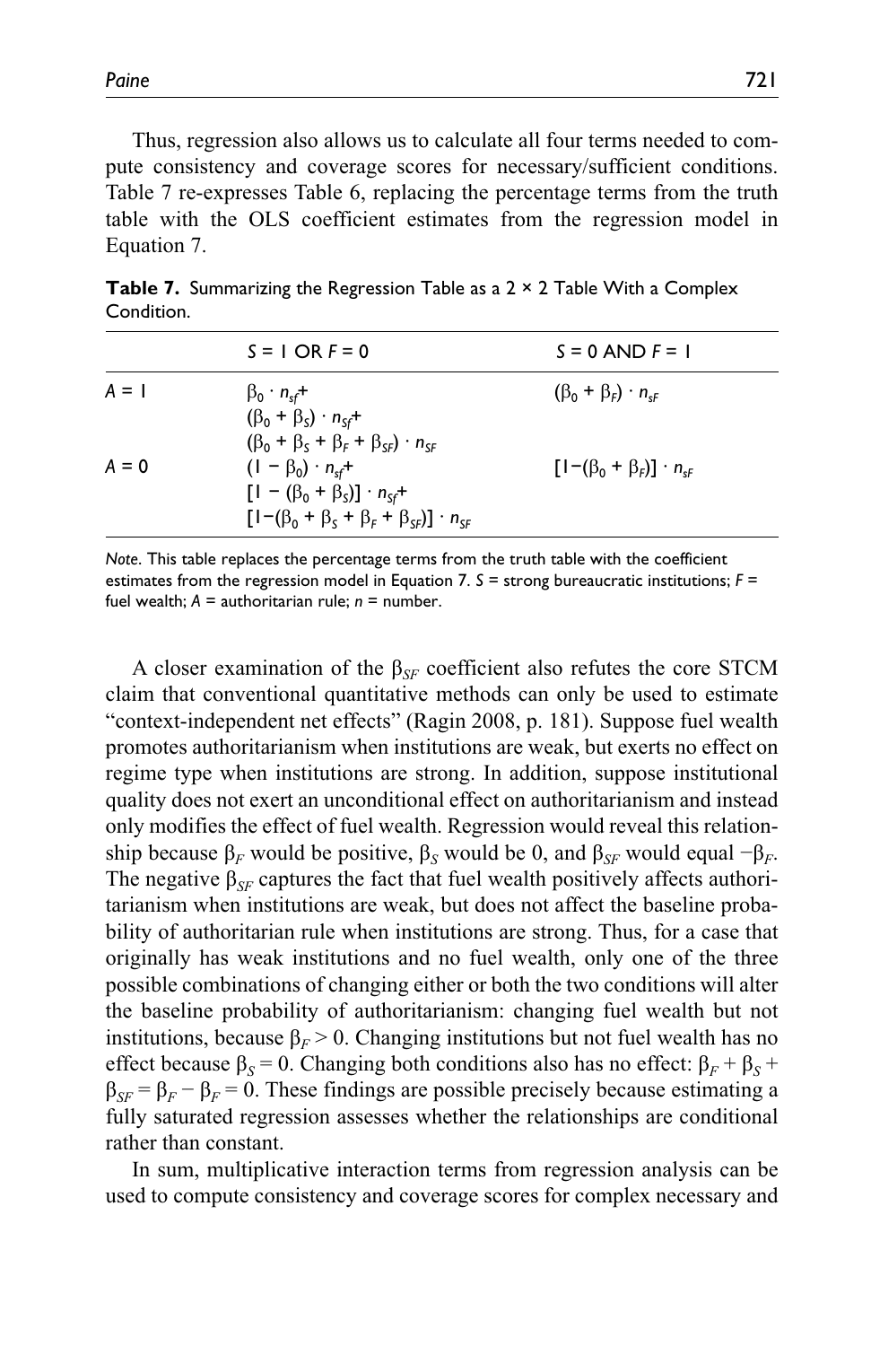Thus, regression also allows us to calculate all four terms needed to compute consistency and coverage scores for necessary/sufficient conditions. Table 7 re-expresses Table 6, replacing the percentage terms from the truth table with the OLS coefficient estimates from the regression model in Equation 7.

**Table 7.** Summarizing the Regression Table as a 2 × 2 Table With a Complex Condition.

| | $S = 1$ OR $F = 0$ | $S = 0$ AND $F = 1$ |
|---|---|---|
| $A = 1$ | $\beta_0 \cdot n_{sf}+$ $(\beta_0 + \beta_S) \cdot n_{Sf}+$ $(\beta_0 + \beta_S + \beta_F + \beta_{SF}) \cdot n_{SF}$ | $(\beta_0 + \beta_F) \cdot n_{sF}$ |
| $A = 0$ | $(1 - \beta_0) \cdot n_{sf}+$ $[1 - (\beta_0 + \beta_S)] \cdot n_{Sf}+$ $[1-(\beta_0 + \beta_S + \beta_F + \beta_{SF})] \cdot n_{SF}$ | $[1-(\beta_0 + \beta_F)] \cdot n_{sF}$ |

*Note.* This table replaces the percentage terms from the truth table with the coefficient estimates from the regression model in Equation 7. $S$ = strong bureaucratic institutions; $F$ = fuel wealth; $A$ = authoritarian rule; $n$ = number.

A closer examination of the $\beta_{SF}$ coefficient also refutes the core STCM claim that conventional quantitative methods can only be used to estimate "context-independent net effects" (Ragin 2008, p. 181). Suppose fuel wealth promotes authoritarianism when institutions are weak, but exerts no effect on regime type when institutions are strong. In addition, suppose institutional quality does not exert an unconditional effect on authoritarianism and instead only modifies the effect of fuel wealth. Regression would reveal this relationship because $\beta_F$ would be positive, $\beta_S$ would be 0, and $\beta_{SF}$ would equal $-\beta_F$. The negative $\beta_{SF}$ captures the fact that fuel wealth positively affects authoritarianism when institutions are weak, but does not affect the baseline probability of authoritarian rule when institutions are strong. Thus, for a case that originally has weak institutions and no fuel wealth, only one of the three possible combinations of changing either or both the two conditions will alter the baseline probability of authoritarianism: changing fuel wealth but not institutions, because $\beta_F > 0$. Changing institutions but not fuel wealth has no effect because $\beta_S = 0$. Changing both conditions also has no effect: $\beta_F + \beta_S + \beta_{SF} = \beta_F - \beta_F = 0$. These findings are possible precisely because estimating a fully saturated regression assesses whether the relationships are conditional rather than constant.

In sum, multiplicative interaction terms from regression analysis can be used to compute consistency and coverage scores for complex necessary and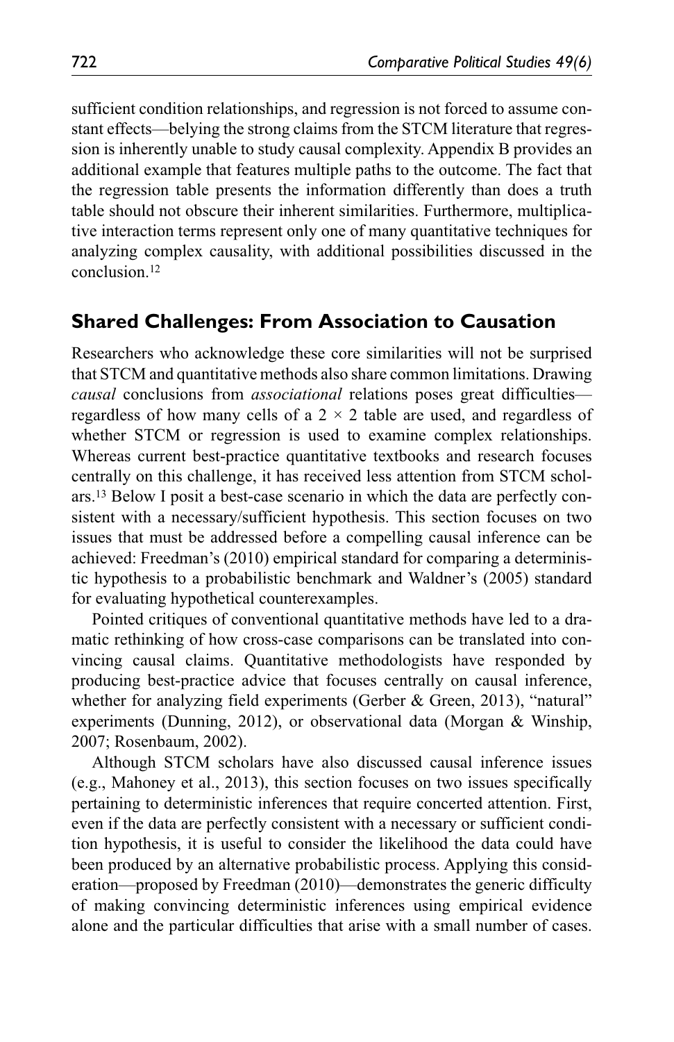sufficient condition relationships, and regression is not forced to assume constant effects—belying the strong claims from the STCM literature that regression is inherently unable to study causal complexity. Appendix B provides an additional example that features multiple paths to the outcome. The fact that the regression table presents the information differently than does a truth table should not obscure their inherent similarities. Furthermore, multiplicative interaction terms represent only one of many quantitative techniques for analyzing complex causality, with additional possibilities discussed in the conclusion.[12]

## Shared Challenges: From Association to Causation

Researchers who acknowledge these core similarities will not be surprised that STCM and quantitative methods also share common limitations. Drawing *causal* conclusions from *associational* relations poses great difficulties—regardless of how many cells of a $2 \times 2$ table are used, and regardless of whether STCM or regression is used to examine complex relationships. Whereas current best-practice quantitative textbooks and research focuses centrally on this challenge, it has received less attention from STCM scholars.[13] Below I posit a best-case scenario in which the data are perfectly consistent with a necessary/sufficient hypothesis. This section focuses on two issues that must be addressed before a compelling causal inference can be achieved: Freedman's (2010) empirical standard for comparing a deterministic hypothesis to a probabilistic benchmark and Waldner's (2005) standard for evaluating hypothetical counterexamples.

Pointed critiques of conventional quantitative methods have led to a dramatic rethinking of how cross-case comparisons can be translated into convincing causal claims. Quantitative methodologists have responded by producing best-practice advice that focuses centrally on causal inference, whether for analyzing field experiments (Gerber & Green, 2013), "natural" experiments (Dunning, 2012), or observational data (Morgan & Winship, 2007; Rosenbaum, 2002).

Although STCM scholars have also discussed causal inference issues (e.g., Mahoney et al., 2013), this section focuses on two issues specifically pertaining to deterministic inferences that require concerted attention. First, even if the data are perfectly consistent with a necessary or sufficient condition hypothesis, it is useful to consider the likelihood the data could have been produced by an alternative probabilistic process. Applying this consideration—proposed by Freedman (2010)—demonstrates the generic difficulty of making convincing deterministic inferences using empirical evidence alone and the particular difficulties that arise with a small number of cases.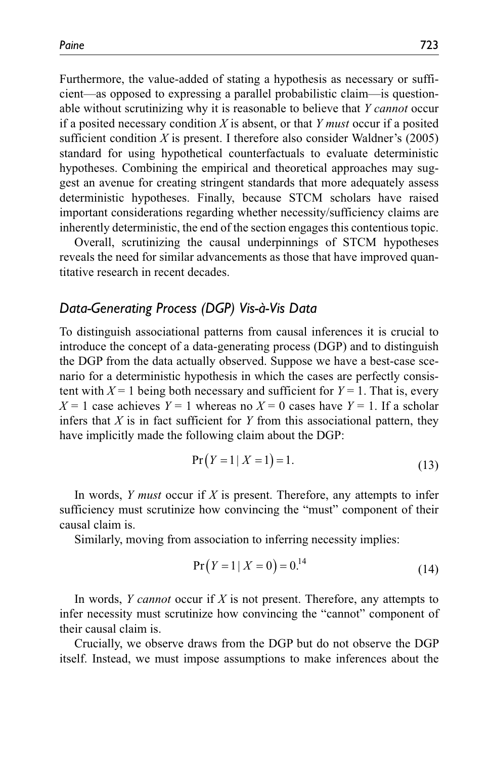Furthermore, the value-added of stating a hypothesis as necessary or sufficient—as opposed to expressing a parallel probabilistic claim—is questionable without scrutinizing why it is reasonable to believe that *Y cannot* occur if a posited necessary condition *X* is absent, or that *Y must* occur if a posited sufficient condition *X* is present. I therefore also consider Waldner's (2005) standard for using hypothetical counterfactuals to evaluate deterministic hypotheses. Combining the empirical and theoretical approaches may suggest an avenue for creating stringent standards that more adequately assess deterministic hypotheses. Finally, because STCM scholars have raised important considerations regarding whether necessity/sufficiency claims are inherently deterministic, the end of the section engages this contentious topic.

Overall, scrutinizing the causal underpinnings of STCM hypotheses reveals the need for similar advancements as those that have improved quantitative research in recent decades.

### *Data-Generating Process (DGP) Vis-à-Vis Data*

To distinguish associational patterns from causal inferences it is crucial to introduce the concept of a data-generating process (DGP) and to distinguish the DGP from the data actually observed. Suppose we have a best-case scenario for a deterministic hypothesis in which the cases are perfectly consistent with $X = 1$ being both necessary and sufficient for $Y = 1$. That is, every $X = 1$ case achieves $Y = 1$ whereas no $X = 0$ cases have $Y = 1$. If a scholar infers that $X$ is in fact sufficient for $Y$ from this associational pattern, they have implicitly made the following claim about the DGP:

$$\Pr(Y = 1 \mid X = 1) = 1. \tag{13}$$

In words, *Y must* occur if *X* is present. Therefore, any attempts to infer sufficiency must scrutinize how convincing the "must" component of their causal claim is.

Similarly, moving from association to inferring necessity implies:

$$\Pr(Y = 1 \mid X = 0) = 0.\text{[14]} \tag{14}$$

In words, *Y cannot* occur if *X* is not present. Therefore, any attempts to infer necessity must scrutinize how convincing the "cannot" component of their causal claim is.

Crucially, we observe draws from the DGP but do not observe the DGP itself. Instead, we must impose assumptions to make inferences about the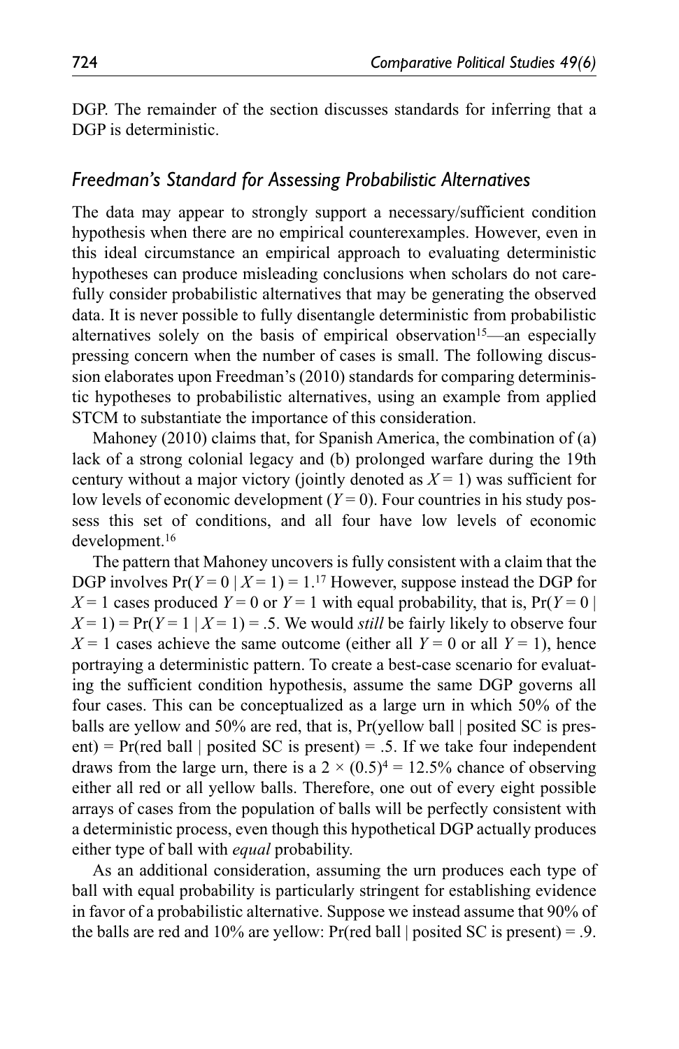DGP. The remainder of the section discusses standards for inferring that a DGP is deterministic.

## *Freedman's Standard for Assessing Probabilistic Alternatives*

The data may appear to strongly support a necessary/sufficient condition hypothesis when there are no empirical counterexamples. However, even in this ideal circumstance an empirical approach to evaluating deterministic hypotheses can produce misleading conclusions when scholars do not carefully consider probabilistic alternatives that may be generating the observed data. It is never possible to fully disentangle deterministic from probabilistic alternatives solely on the basis of empirical observation[15]—an especially pressing concern when the number of cases is small. The following discussion elaborates upon Freedman's (2010) standards for comparing deterministic hypotheses to probabilistic alternatives, using an example from applied STCM to substantiate the importance of this consideration.

Mahoney (2010) claims that, for Spanish America, the combination of (a) lack of a strong colonial legacy and (b) prolonged warfare during the 19th century without a major victory (jointly denoted as $X = 1$) was sufficient for low levels of economic development ($Y = 0$). Four countries in his study possess this set of conditions, and all four have low levels of economic development.[16]

The pattern that Mahoney uncovers is fully consistent with a claim that the DGP involves $\Pr(Y = 0 \mid X = 1) = 1$.[17] However, suppose instead the DGP for $X = 1$ cases produced $Y = 0$ or $Y = 1$ with equal probability, that is, $\Pr(Y = 0 \mid X = 1) = \Pr(Y = 1 \mid X = 1) = .5$. We would *still* be fairly likely to observe four $X = 1$ cases achieve the same outcome (either all $Y = 0$ or all $Y = 1$), hence portraying a deterministic pattern. To create a best-case scenario for evaluating the sufficient condition hypothesis, assume the same DGP governs all four cases. This can be conceptualized as a large urn in which 50% of the balls are yellow and 50% are red, that is, Pr(yellow ball | posited SC is present) = Pr(red ball | posited SC is present) = .5. If we take four independent draws from the large urn, there is a $2 \times (0.5)^4 = 12.5\%$ chance of observing either all red or all yellow balls. Therefore, one out of every eight possible arrays of cases from the population of balls will be perfectly consistent with a deterministic process, even though this hypothetical DGP actually produces either type of ball with *equal* probability.

As an additional consideration, assuming the urn produces each type of ball with equal probability is particularly stringent for establishing evidence in favor of a probabilistic alternative. Suppose we instead assume that 90% of the balls are red and 10% are yellow: Pr(red ball | posited SC is present) = .9.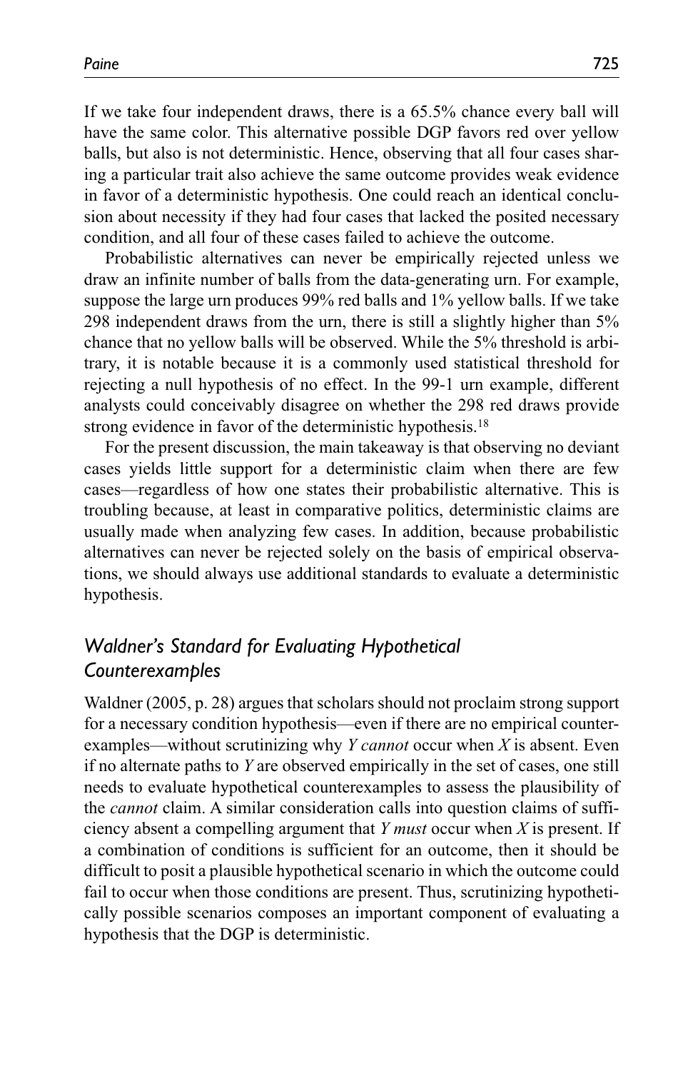If we take four independent draws, there is a 65.5% chance every ball will have the same color. This alternative possible DGP favors red over yellow balls, but also is not deterministic. Hence, observing that all four cases sharing a particular trait also achieve the same outcome provides weak evidence in favor of a deterministic hypothesis. One could reach an identical conclusion about necessity if they had four cases that lacked the posited necessary condition, and all four of these cases failed to achieve the outcome.

Probabilistic alternatives can never be empirically rejected unless we draw an infinite number of balls from the data-generating urn. For example, suppose the large urn produces 99% red balls and 1% yellow balls. If we take 298 independent draws from the urn, there is still a slightly higher than 5% chance that no yellow balls will be observed. While the 5% threshold is arbitrary, it is notable because it is a commonly used statistical threshold for rejecting a null hypothesis of no effect. In the 99-1 urn example, different analysts could conceivably disagree on whether the 298 red draws provide strong evidence in favor of the deterministic hypothesis.[18]

For the present discussion, the main takeaway is that observing no deviant cases yields little support for a deterministic claim when there are few cases—regardless of how one states their probabilistic alternative. This is troubling because, at least in comparative politics, deterministic claims are usually made when analyzing few cases. In addition, because probabilistic alternatives can never be rejected solely on the basis of empirical observations, we should always use additional standards to evaluate a deterministic hypothesis.

## *Waldner's Standard for Evaluating Hypothetical Counterexamples*

Waldner (2005, p. 28) argues that scholars should not proclaim strong support for a necessary condition hypothesis—even if there are no empirical counterexamples—without scrutinizing why *Y cannot* occur when *X* is absent. Even if no alternate paths to *Y* are observed empirically in the set of cases, one still needs to evaluate hypothetical counterexamples to assess the plausibility of the *cannot* claim. A similar consideration calls into question claims of sufficiency absent a compelling argument that *Y must* occur when *X* is present. If a combination of conditions is sufficient for an outcome, then it should be difficult to posit a plausible hypothetical scenario in which the outcome could fail to occur when those conditions are present. Thus, scrutinizing hypothetically possible scenarios composes an important component of evaluating a hypothesis that the DGP is deterministic.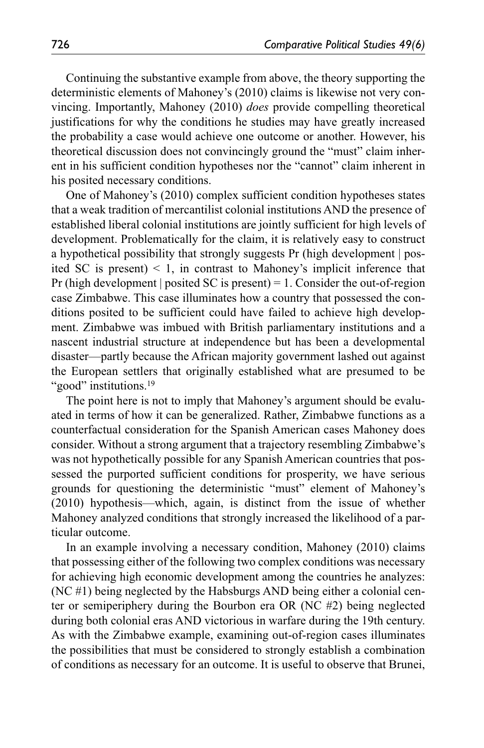Continuing the substantive example from above, the theory supporting the deterministic elements of Mahoney's (2010) claims is likewise not very convincing. Importantly, Mahoney (2010) *does* provide compelling theoretical justifications for why the conditions he studies may have greatly increased the probability a case would achieve one outcome or another. However, his theoretical discussion does not convincingly ground the "must" claim inherent in his sufficient condition hypotheses nor the "cannot" claim inherent in his posited necessary conditions.

One of Mahoney's (2010) complex sufficient condition hypotheses states that a weak tradition of mercantilist colonial institutions AND the presence of established liberal colonial institutions are jointly sufficient for high levels of development. Problematically for the claim, it is relatively easy to construct a hypothetical possibility that strongly suggests $\Pr(\text{high development} \mid \text{posited SC is present}) < 1$, in contrast to Mahoney's implicit inference that $\Pr(\text{high development} \mid \text{posited SC is present}) = 1$. Consider the out-of-region case Zimbabwe. This case illuminates how a country that possessed the conditions posited to be sufficient could have failed to achieve high development. Zimbabwe was imbued with British parliamentary institutions and a nascent industrial structure at independence but has been a developmental disaster—partly because the African majority government lashed out against the European settlers that originally established what are presumed to be "good" institutions.[19]

The point here is not to imply that Mahoney's argument should be evaluated in terms of how it can be generalized. Rather, Zimbabwe functions as a counterfactual consideration for the Spanish American cases Mahoney does consider. Without a strong argument that a trajectory resembling Zimbabwe's was not hypothetically possible for any Spanish American countries that possessed the purported sufficient conditions for prosperity, we have serious grounds for questioning the deterministic "must" element of Mahoney's (2010) hypothesis—which, again, is distinct from the issue of whether Mahoney analyzed conditions that strongly increased the likelihood of a particular outcome.

In an example involving a necessary condition, Mahoney (2010) claims that possessing either of the following two complex conditions was necessary for achieving high economic development among the countries he analyzes: (NC #1) being neglected by the Habsburgs AND being either a colonial center or semiperiphery during the Bourbon era OR (NC #2) being neglected during both colonial eras AND victorious in warfare during the 19th century. As with the Zimbabwe example, examining out-of-region cases illuminates the possibilities that must be considered to strongly establish a combination of conditions as necessary for an outcome. It is useful to observe that Brunei,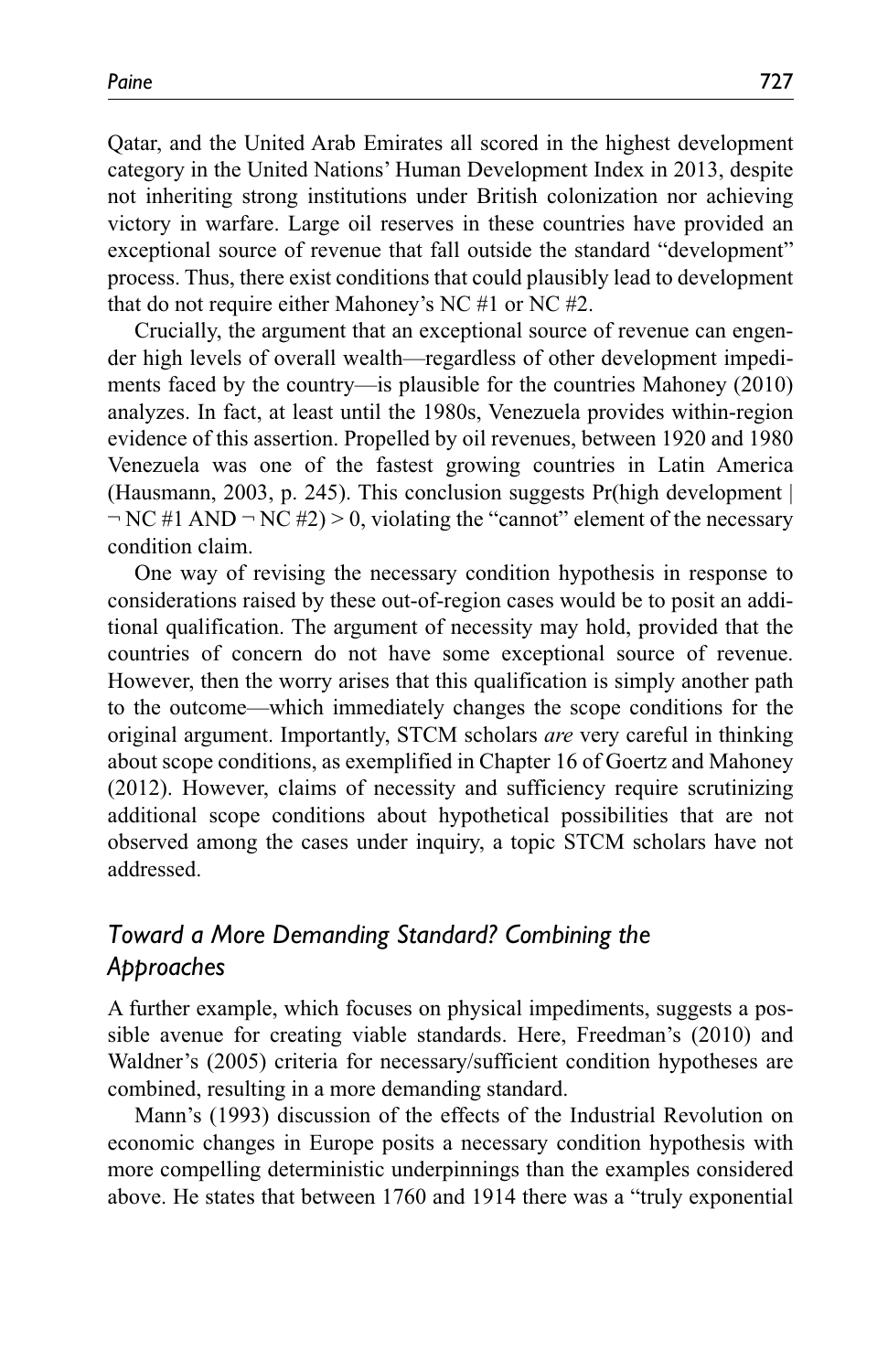Qatar, and the United Arab Emirates all scored in the highest development category in the United Nations' Human Development Index in 2013, despite not inheriting strong institutions under British colonization nor achieving victory in warfare. Large oil reserves in these countries have provided an exceptional source of revenue that fall outside the standard "development" process. Thus, there exist conditions that could plausibly lead to development that do not require either Mahoney's NC #1 or NC #2.

Crucially, the argument that an exceptional source of revenue can engender high levels of overall wealth—regardless of other development impediments faced by the country—is plausible for the countries Mahoney (2010) analyzes. In fact, at least until the 1980s, Venezuela provides within-region evidence of this assertion. Propelled by oil revenues, between 1920 and 1980 Venezuela was one of the fastest growing countries in Latin America (Hausmann, 2003, p. 245). This conclusion suggests Pr(high development | ¬ NC #1 AND ¬ NC #2) > 0, violating the "cannot" element of the necessary condition claim.

One way of revising the necessary condition hypothesis in response to considerations raised by these out-of-region cases would be to posit an additional qualification. The argument of necessity may hold, provided that the countries of concern do not have some exceptional source of revenue. However, then the worry arises that this qualification is simply another path to the outcome—which immediately changes the scope conditions for the original argument. Importantly, STCM scholars *are* very careful in thinking about scope conditions, as exemplified in Chapter 16 of Goertz and Mahoney (2012). However, claims of necessity and sufficiency require scrutinizing additional scope conditions about hypothetical possibilities that are not observed among the cases under inquiry, a topic STCM scholars have not addressed.

## *Toward a More Demanding Standard? Combining the Approaches*

A further example, which focuses on physical impediments, suggests a possible avenue for creating viable standards. Here, Freedman's (2010) and Waldner's (2005) criteria for necessary/sufficient condition hypotheses are combined, resulting in a more demanding standard.

Mann's (1993) discussion of the effects of the Industrial Revolution on economic changes in Europe posits a necessary condition hypothesis with more compelling deterministic underpinnings than the examples considered above. He states that between 1760 and 1914 there was a "truly exponential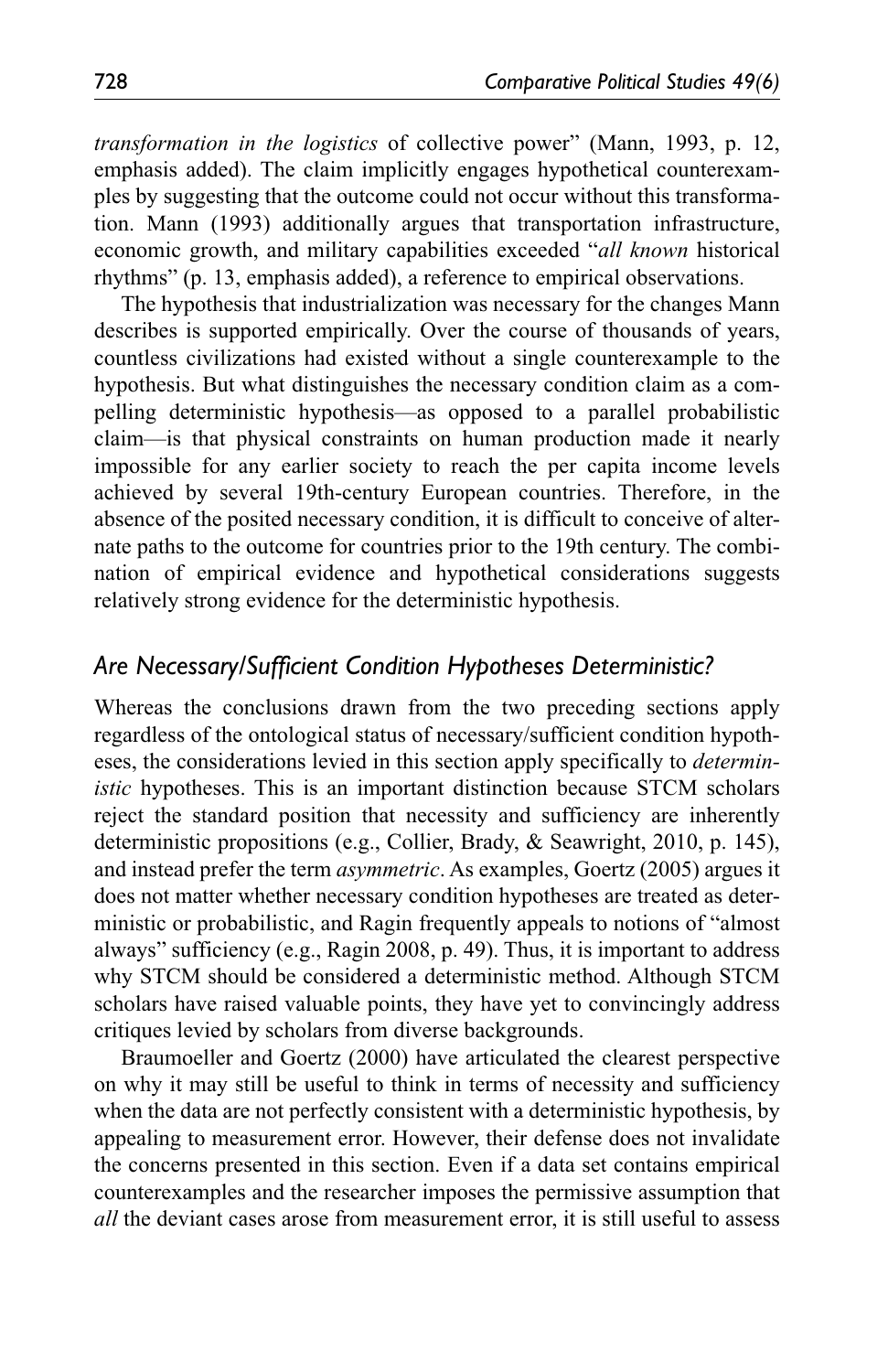*transformation in the logistics* of collective power" (Mann, 1993, p. 12, emphasis added). The claim implicitly engages hypothetical counterexamples by suggesting that the outcome could not occur without this transformation. Mann (1993) additionally argues that transportation infrastructure, economic growth, and military capabilities exceeded "*all known* historical rhythms" (p. 13, emphasis added), a reference to empirical observations.

The hypothesis that industrialization was necessary for the changes Mann describes is supported empirically. Over the course of thousands of years, countless civilizations had existed without a single counterexample to the hypothesis. But what distinguishes the necessary condition claim as a compelling deterministic hypothesis—as opposed to a parallel probabilistic claim—is that physical constraints on human production made it nearly impossible for any earlier society to reach the per capita income levels achieved by several 19th-century European countries. Therefore, in the absence of the posited necessary condition, it is difficult to conceive of alternate paths to the outcome for countries prior to the 19th century. The combination of empirical evidence and hypothetical considerations suggests relatively strong evidence for the deterministic hypothesis.

## *Are Necessary/Sufficient Condition Hypotheses Deterministic?*

Whereas the conclusions drawn from the two preceding sections apply regardless of the ontological status of necessary/sufficient condition hypotheses, the considerations levied in this section apply specifically to *deterministic* hypotheses. This is an important distinction because STCM scholars reject the standard position that necessity and sufficiency are inherently deterministic propositions (e.g., Collier, Brady, & Seawright, 2010, p. 145), and instead prefer the term *asymmetric*. As examples, Goertz (2005) argues it does not matter whether necessary condition hypotheses are treated as deterministic or probabilistic, and Ragin frequently appeals to notions of "almost always" sufficiency (e.g., Ragin 2008, p. 49). Thus, it is important to address why STCM should be considered a deterministic method. Although STCM scholars have raised valuable points, they have yet to convincingly address critiques levied by scholars from diverse backgrounds.

Braumoeller and Goertz (2000) have articulated the clearest perspective on why it may still be useful to think in terms of necessity and sufficiency when the data are not perfectly consistent with a deterministic hypothesis, by appealing to measurement error. However, their defense does not invalidate the concerns presented in this section. Even if a data set contains empirical counterexamples and the researcher imposes the permissive assumption that *all* the deviant cases arose from measurement error, it is still useful to assess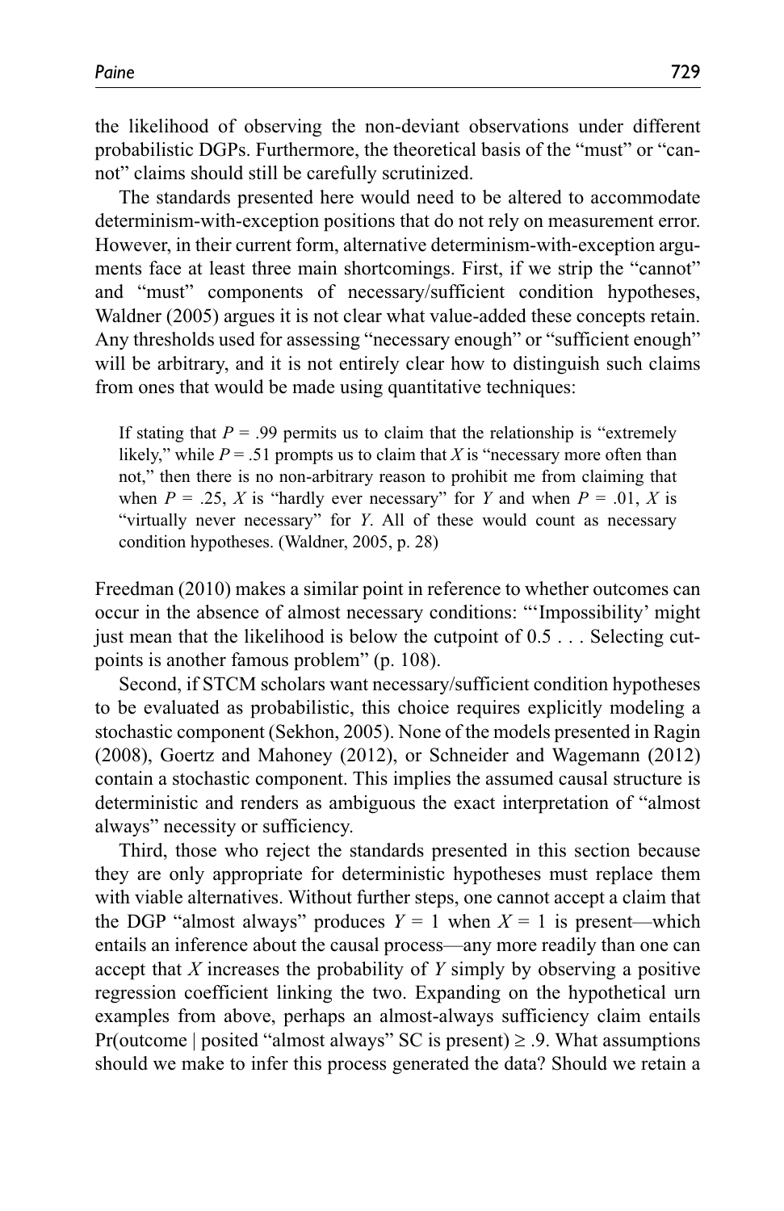the likelihood of observing the non-deviant observations under different probabilistic DGPs. Furthermore, the theoretical basis of the "must" or "cannot" claims should still be carefully scrutinized.

The standards presented here would need to be altered to accommodate determinism-with-exception positions that do not rely on measurement error. However, in their current form, alternative determinism-with-exception arguments face at least three main shortcomings. First, if we strip the "cannot" and "must" components of necessary/sufficient condition hypotheses, Waldner (2005) argues it is not clear what value-added these concepts retain. Any thresholds used for assessing "necessary enough" or "sufficient enough" will be arbitrary, and it is not entirely clear how to distinguish such claims from ones that would be made using quantitative techniques:

> If stating that $P = .99$ permits us to claim that the relationship is "extremely likely," while $P = .51$ prompts us to claim that $X$ is "necessary more often than not," then there is no non-arbitrary reason to prohibit me from claiming that when $P = .25$, $X$ is "hardly ever necessary" for $Y$ and when $P = .01$, $X$ is "virtually never necessary" for $Y$. All of these would count as necessary condition hypotheses. (Waldner, 2005, p. 28)

Freedman (2010) makes a similar point in reference to whether outcomes can occur in the absence of almost necessary conditions: "'Impossibility' might just mean that the likelihood is below the cutpoint of 0.5 . . . Selecting cutpoints is another famous problem" (p. 108).

Second, if STCM scholars want necessary/sufficient condition hypotheses to be evaluated as probabilistic, this choice requires explicitly modeling a stochastic component (Sekhon, 2005). None of the models presented in Ragin (2008), Goertz and Mahoney (2012), or Schneider and Wagemann (2012) contain a stochastic component. This implies the assumed causal structure is deterministic and renders as ambiguous the exact interpretation of "almost always" necessity or sufficiency.

Third, those who reject the standards presented in this section because they are only appropriate for deterministic hypotheses must replace them with viable alternatives. Without further steps, one cannot accept a claim that the DGP "almost always" produces $Y = 1$ when $X = 1$ is present—which entails an inference about the causal process—any more readily than one can accept that $X$ increases the probability of $Y$ simply by observing a positive regression coefficient linking the two. Expanding on the hypothetical urn examples from above, perhaps an almost-always sufficiency claim entails $\Pr(\text{outcome} \mid \text{posited "almost always" SC is present}) \geq .9$. What assumptions should we make to infer this process generated the data? Should we retain a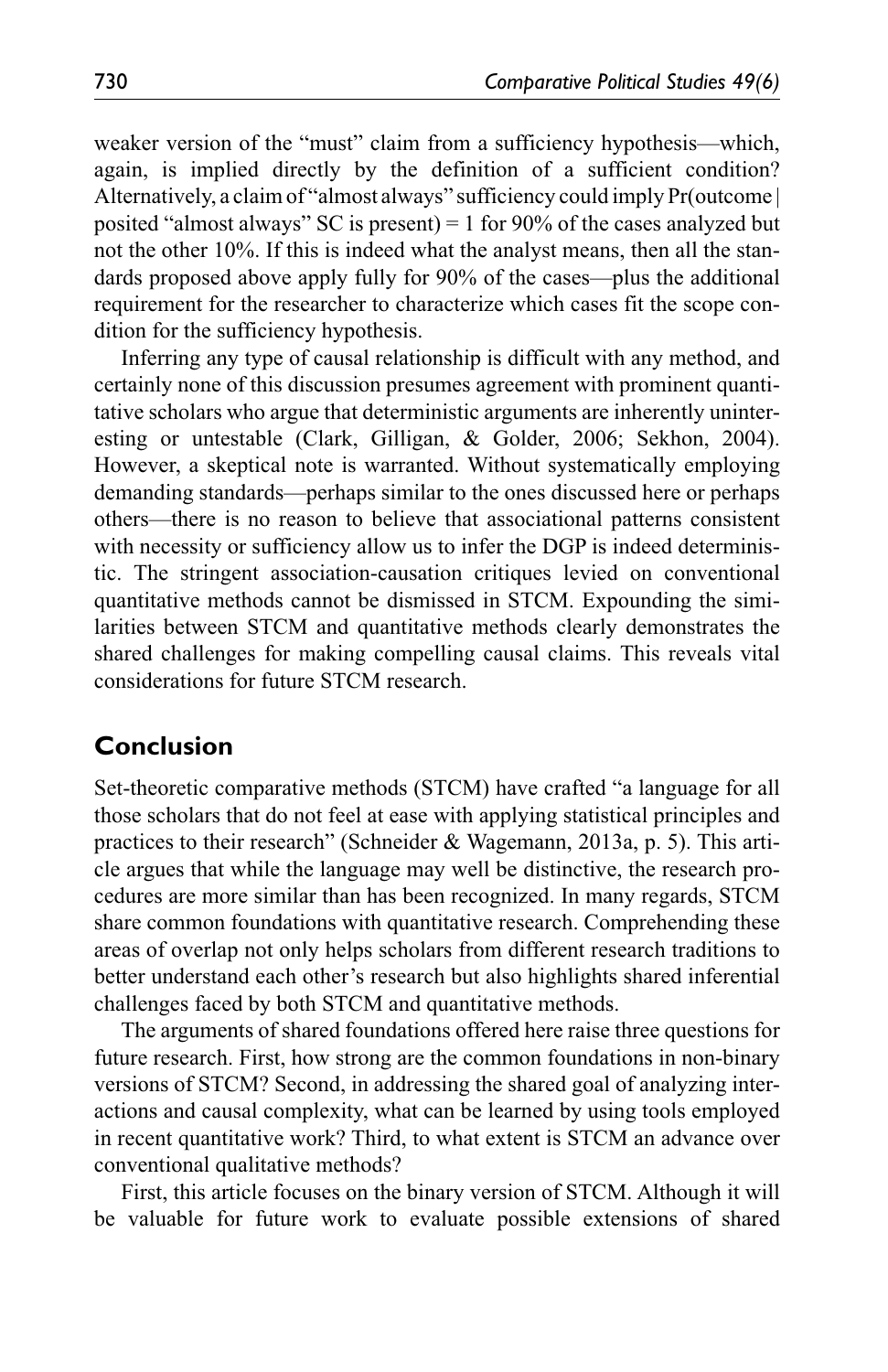weaker version of the "must" claim from a sufficiency hypothesis—which, again, is implied directly by the definition of a sufficient condition? Alternatively, a claim of "almost always" sufficiency could imply Pr(outcome | posited "almost always" SC is present) = 1 for 90% of the cases analyzed but not the other 10%. If this is indeed what the analyst means, then all the standards proposed above apply fully for 90% of the cases—plus the additional requirement for the researcher to characterize which cases fit the scope condition for the sufficiency hypothesis.

Inferring any type of causal relationship is difficult with any method, and certainly none of this discussion presumes agreement with prominent quantitative scholars who argue that deterministic arguments are inherently uninteresting or untestable (Clark, Gilligan, & Golder, 2006; Sekhon, 2004). However, a skeptical note is warranted. Without systematically employing demanding standards—perhaps similar to the ones discussed here or perhaps others—there is no reason to believe that associational patterns consistent with necessity or sufficiency allow us to infer the DGP is indeed deterministic. The stringent association-causation critiques levied on conventional quantitative methods cannot be dismissed in STCM. Expounding the similarities between STCM and quantitative methods clearly demonstrates the shared challenges for making compelling causal claims. This reveals vital considerations for future STCM research.

## Conclusion

Set-theoretic comparative methods (STCM) have crafted "a language for all those scholars that do not feel at ease with applying statistical principles and practices to their research" (Schneider & Wagemann, 2013a, p. 5). This article argues that while the language may well be distinctive, the research procedures are more similar than has been recognized. In many regards, STCM share common foundations with quantitative research. Comprehending these areas of overlap not only helps scholars from different research traditions to better understand each other's research but also highlights shared inferential challenges faced by both STCM and quantitative methods.

The arguments of shared foundations offered here raise three questions for future research. First, how strong are the common foundations in non-binary versions of STCM? Second, in addressing the shared goal of analyzing interactions and causal complexity, what can be learned by using tools employed in recent quantitative work? Third, to what extent is STCM an advance over conventional qualitative methods?

First, this article focuses on the binary version of STCM. Although it will be valuable for future work to evaluate possible extensions of shared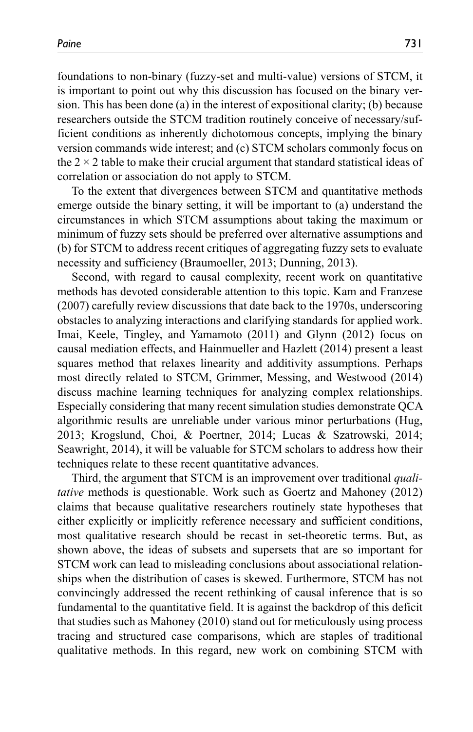foundations to non-binary (fuzzy-set and multi-value) versions of STCM, it is important to point out why this discussion has focused on the binary version. This has been done (a) in the interest of expositional clarity; (b) because researchers outside the STCM tradition routinely conceive of necessary/sufficient conditions as inherently dichotomous concepts, implying the binary version commands wide interest; and (c) STCM scholars commonly focus on the $2 \times 2$ table to make their crucial argument that standard statistical ideas of correlation or association do not apply to STCM.

To the extent that divergences between STCM and quantitative methods emerge outside the binary setting, it will be important to (a) understand the circumstances in which STCM assumptions about taking the maximum or minimum of fuzzy sets should be preferred over alternative assumptions and (b) for STCM to address recent critiques of aggregating fuzzy sets to evaluate necessity and sufficiency (Braumoeller, 2013; Dunning, 2013).

Second, with regard to causal complexity, recent work on quantitative methods has devoted considerable attention to this topic. Kam and Franzese (2007) carefully review discussions that date back to the 1970s, underscoring obstacles to analyzing interactions and clarifying standards for applied work. Imai, Keele, Tingley, and Yamamoto (2011) and Glynn (2012) focus on causal mediation effects, and Hainmueller and Hazlett (2014) present a least squares method that relaxes linearity and additivity assumptions. Perhaps most directly related to STCM, Grimmer, Messing, and Westwood (2014) discuss machine learning techniques for analyzing complex relationships. Especially considering that many recent simulation studies demonstrate QCA algorithmic results are unreliable under various minor perturbations (Hug, 2013; Krogslund, Choi, & Poertner, 2014; Lucas & Szatrowski, 2014; Seawright, 2014), it will be valuable for STCM scholars to address how their techniques relate to these recent quantitative advances.

Third, the argument that STCM is an improvement over traditional *qualitative* methods is questionable. Work such as Goertz and Mahoney (2012) claims that because qualitative researchers routinely state hypotheses that either explicitly or implicitly reference necessary and sufficient conditions, most qualitative research should be recast in set-theoretic terms. But, as shown above, the ideas of subsets and supersets that are so important for STCM work can lead to misleading conclusions about associational relationships when the distribution of cases is skewed. Furthermore, STCM has not convincingly addressed the recent rethinking of causal inference that is so fundamental to the quantitative field. It is against the backdrop of this deficit that studies such as Mahoney (2010) stand out for meticulously using process tracing and structured case comparisons, which are staples of traditional qualitative methods. In this regard, new work on combining STCM with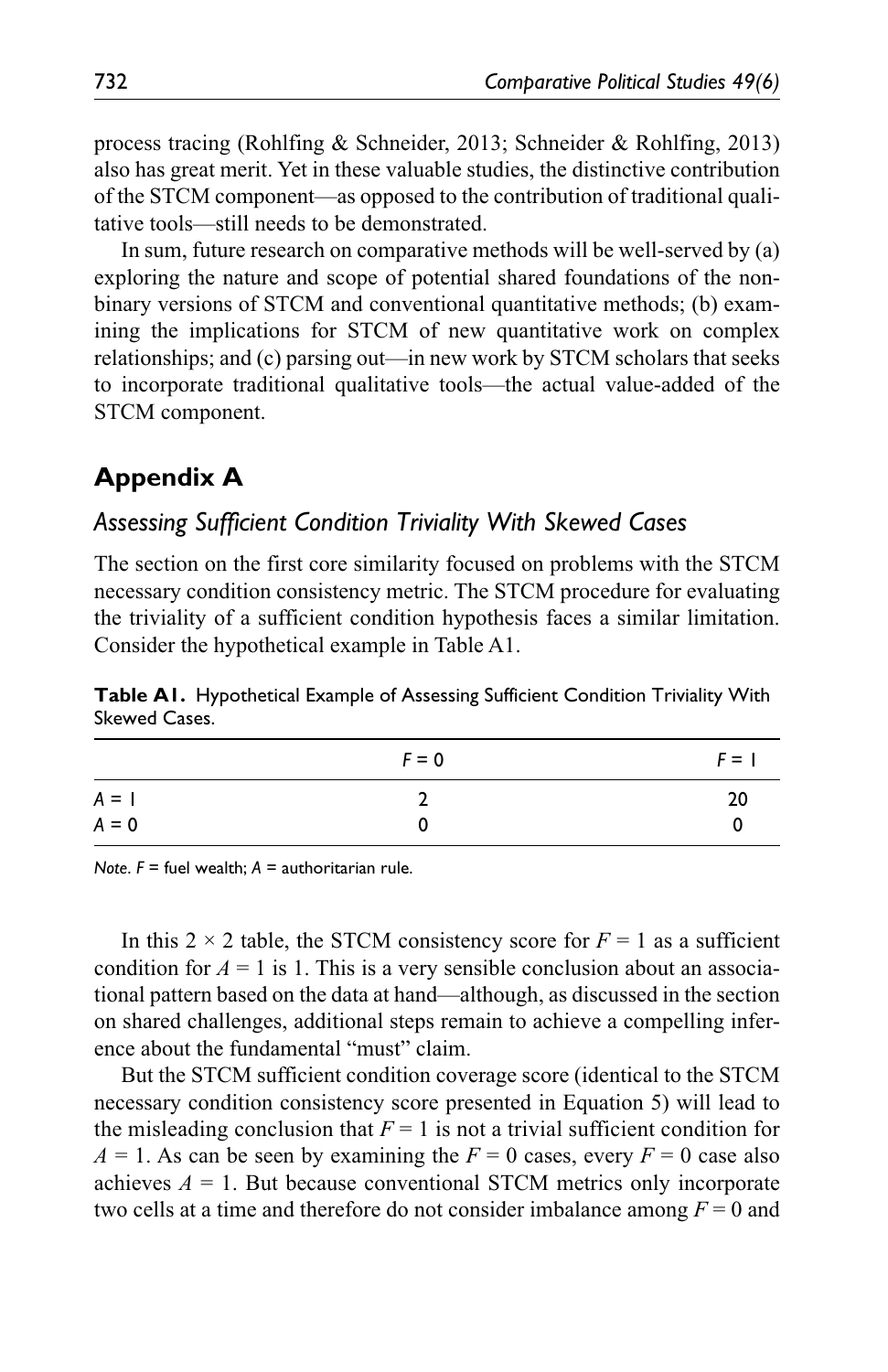process tracing (Rohlfing & Schneider, 2013; Schneider & Rohlfing, 2013) also has great merit. Yet in these valuable studies, the distinctive contribution of the STCM component—as opposed to the contribution of traditional qualitative tools—still needs to be demonstrated.

In sum, future research on comparative methods will be well-served by (a) exploring the nature and scope of potential shared foundations of the nonbinary versions of STCM and conventional quantitative methods; (b) examining the implications for STCM of new quantitative work on complex relationships; and (c) parsing out—in new work by STCM scholars that seeks to incorporate traditional qualitative tools—the actual value-added of the STCM component.

## Appendix A

### *Assessing Sufficient Condition Triviality With Skewed Cases*

The section on the first core similarity focused on problems with the STCM necessary condition consistency metric. The STCM procedure for evaluating the triviality of a sufficient condition hypothesis faces a similar limitation. Consider the hypothetical example in Table A1.

**Table A1.** Hypothetical Example of Assessing Sufficient Condition Triviality With Skewed Cases.

| | $F = 0$ | $F = 1$ |
|---|---|---|
| $A = 1$ | 2 | 20 |
| $A = 0$ | 0 | 0 |

*Note.* $F$ = fuel wealth; $A$ = authoritarian rule.

In this 2 × 2 table, the STCM consistency score for $F = 1$ as a sufficient condition for $A = 1$ is 1. This is a very sensible conclusion about an associational pattern based on the data at hand—although, as discussed in the section on shared challenges, additional steps remain to achieve a compelling inference about the fundamental "must" claim.

But the STCM sufficient condition coverage score (identical to the STCM necessary condition consistency score presented in Equation 5) will lead to the misleading conclusion that $F = 1$ is not a trivial sufficient condition for $A = 1$. As can be seen by examining the $F = 0$ cases, every $F = 0$ case also achieves $A = 1$. But because conventional STCM metrics only incorporate two cells at a time and therefore do not consider imbalance among $F = 0$ and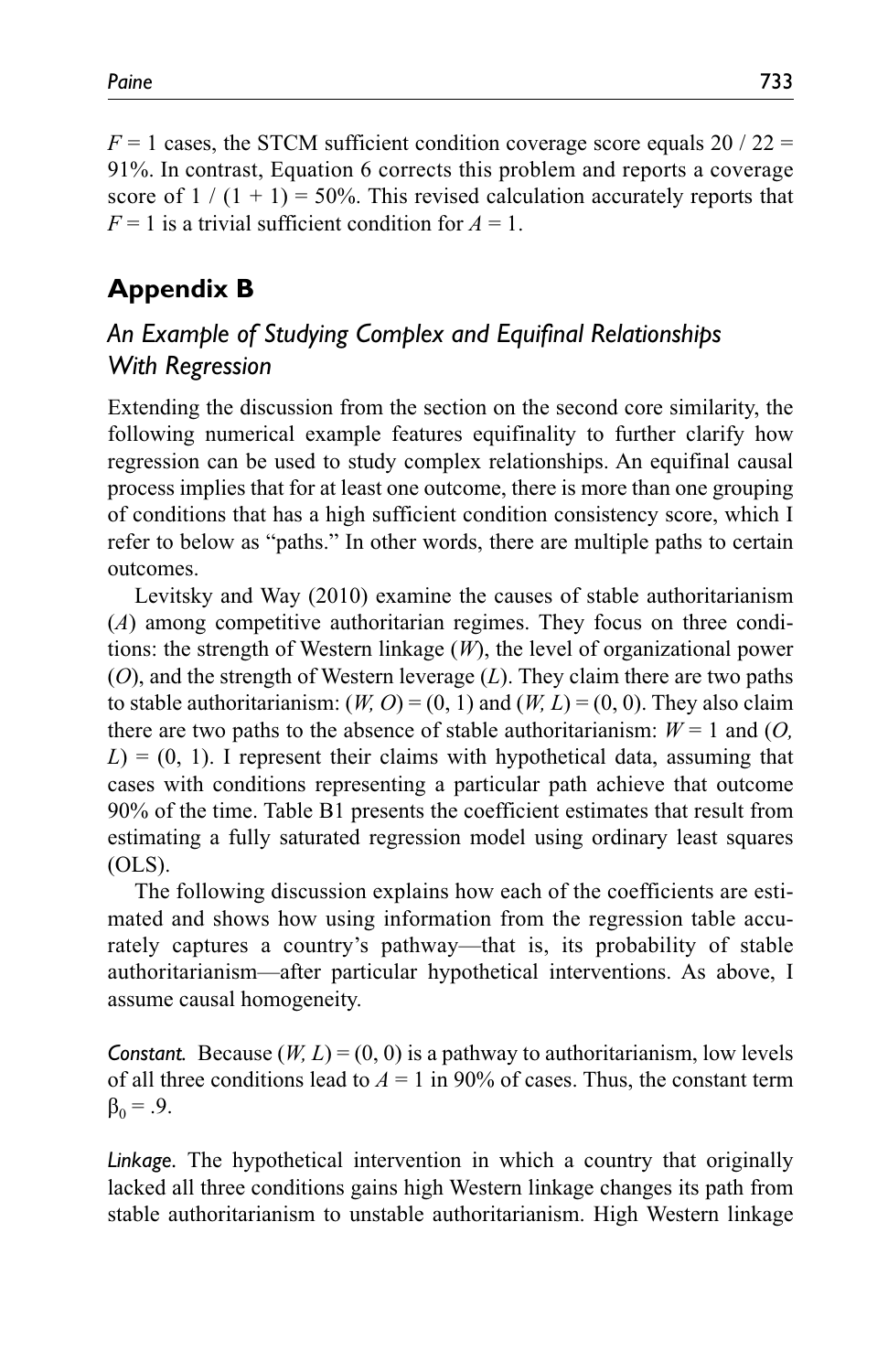$F = 1$ cases, the STCM sufficient condition coverage score equals $20 / 22 = 91\%$. In contrast, Equation 6 corrects this problem and reports a coverage score of $1 / (1 + 1) = 50\%$. This revised calculation accurately reports that $F = 1$ is a trivial sufficient condition for $A = 1$.

## Appendix B

### An Example of Studying Complex and Equifinal Relationships With Regression

Extending the discussion from the section on the second core similarity, the following numerical example features equifinality to further clarify how regression can be used to study complex relationships. An equifinal causal process implies that for at least one outcome, there is more than one grouping of conditions that has a high sufficient condition consistency score, which I refer to below as "paths." In other words, there are multiple paths to certain outcomes.

Levitsky and Way (2010) examine the causes of stable authoritarianism ($A$) among competitive authoritarian regimes. They focus on three conditions: the strength of Western linkage ($W$), the level of organizational power ($O$), and the strength of Western leverage ($L$). They claim there are two paths to stable authoritarianism: $(W, O) = (0, 1)$ and $(W, L) = (0, 0)$. They also claim there are two paths to the absence of stable authoritarianism: $W = 1$ and $(O, L) = (0, 1)$. I represent their claims with hypothetical data, assuming that cases with conditions representing a particular path achieve that outcome 90% of the time. Table B1 presents the coefficient estimates that result from estimating a fully saturated regression model using ordinary least squares (OLS).

The following discussion explains how each of the coefficients are estimated and shows how using information from the regression table accurately captures a country's pathway—that is, its probability of stable authoritarianism—after particular hypothetical interventions. As above, I assume causal homogeneity.

*Constant.* Because $(W, L) = (0, 0)$ is a pathway to authoritarianism, low levels of all three conditions lead to $A = 1$ in 90% of cases. Thus, the constant term $\beta_0 = .9$.

*Linkage.* The hypothetical intervention in which a country that originally lacked all three conditions gains high Western linkage changes its path from stable authoritarianism to unstable authoritarianism. High Western linkage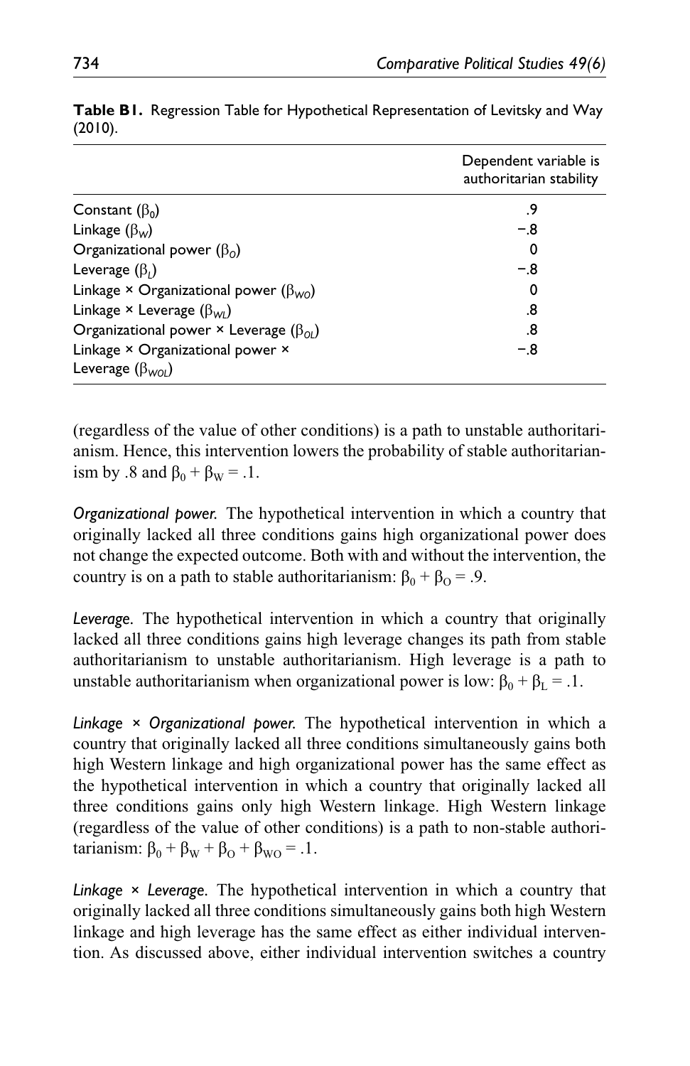**Table B1.** Regression Table for Hypothetical Representation of Levitsky and Way (2010).

| | Dependent variable is authoritarian stability |
|---|---|
| Constant ($\beta_0$) | .9 |
| Linkage ($\beta_W$) | −.8 |
| Organizational power ($\beta_O$) | 0 |
| Leverage ($\beta_L$) | −.8 |
| Linkage × Organizational power ($\beta_{WO}$) | 0 |
| Linkage × Leverage ($\beta_{WL}$) | .8 |
| Organizational power × Leverage ($\beta_{OL}$) | .8 |
| Linkage × Organizational power × Leverage ($\beta_{WOL}$) | −.8 |

(regardless of the value of other conditions) is a path to unstable authoritarianism. Hence, this intervention lowers the probability of stable authoritarianism by .8 and $\beta_0 + \beta_W = .1$.

*Organizational power.* The hypothetical intervention in which a country that originally lacked all three conditions gains high organizational power does not change the expected outcome. Both with and without the intervention, the country is on a path to stable authoritarianism: $\beta_0 + \beta_O = .9$.

*Leverage.* The hypothetical intervention in which a country that originally lacked all three conditions gains high leverage changes its path from stable authoritarianism to unstable authoritarianism. High leverage is a path to unstable authoritarianism when organizational power is low: $\beta_0 + \beta_L = .1$.

*Linkage × Organizational power.* The hypothetical intervention in which a country that originally lacked all three conditions simultaneously gains both high Western linkage and high organizational power has the same effect as the hypothetical intervention in which a country that originally lacked all three conditions gains only high Western linkage. High Western linkage (regardless of the value of other conditions) is a path to non-stable authoritarianism: $\beta_0 + \beta_W + \beta_O + \beta_{WO} = .1$.

*Linkage × Leverage.* The hypothetical intervention in which a country that originally lacked all three conditions simultaneously gains both high Western linkage and high leverage has the same effect as either individual intervention. As discussed above, either individual intervention switches a country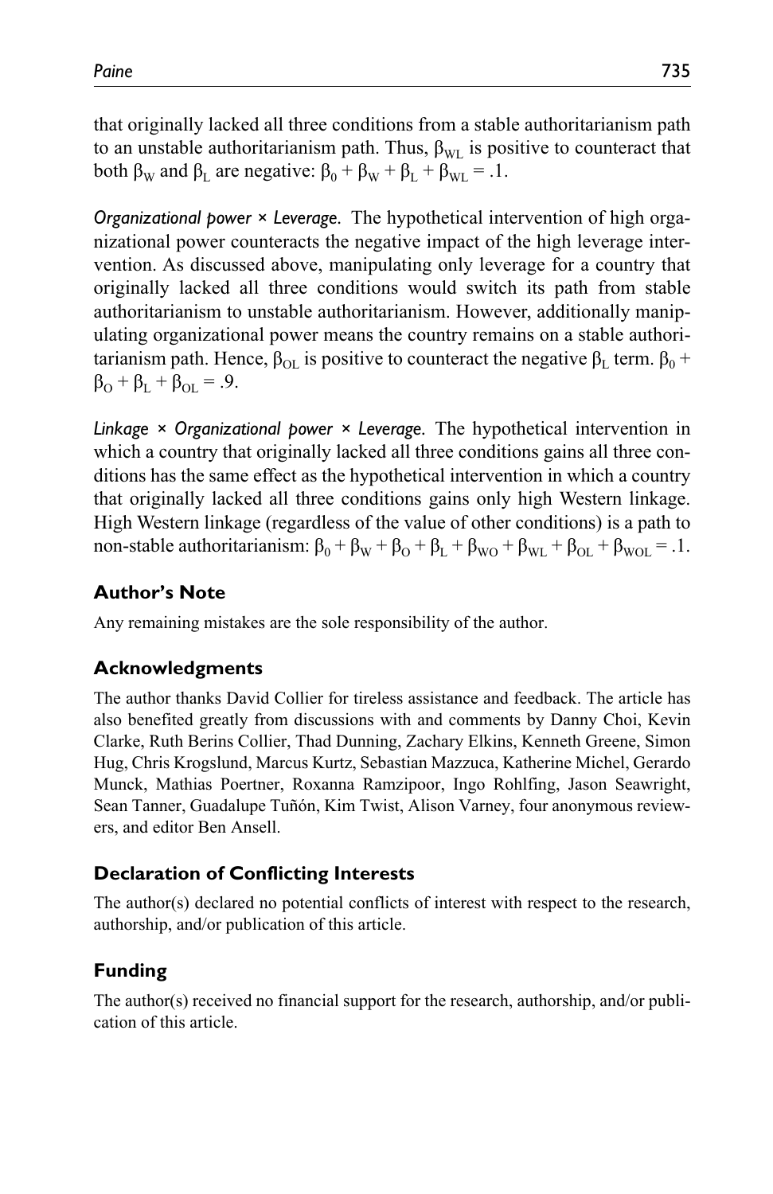that originally lacked all three conditions from a stable authoritarianism path to an unstable authoritarianism path. Thus, $\beta_{WL}$ is positive to counteract that both $\beta_W$ and $\beta_L$ are negative: $\beta_0 + \beta_W + \beta_L + \beta_{WL} = .1$.

*Organizational power × Leverage.* The hypothetical intervention of high organizational power counteracts the negative impact of the high leverage intervention. As discussed above, manipulating only leverage for a country that originally lacked all three conditions would switch its path from stable authoritarianism to unstable authoritarianism. However, additionally manipulating organizational power means the country remains on a stable authoritarianism path. Hence, $\beta_{OL}$ is positive to counteract the negative $\beta_L$ term. $\beta_0 + \beta_O + \beta_L + \beta_{OL} = .9$.

*Linkage × Organizational power × Leverage.* The hypothetical intervention in which a country that originally lacked all three conditions gains all three conditions has the same effect as the hypothetical intervention in which a country that originally lacked all three conditions gains only high Western linkage. High Western linkage (regardless of the value of other conditions) is a path to non-stable authoritarianism: $\beta_0 + \beta_W + \beta_O + \beta_L + \beta_{WO} + \beta_{WL} + \beta_{OL} + \beta_{WOL} = .1$.

## Author's Note

Any remaining mistakes are the sole responsibility of the author.

## Acknowledgments

The author thanks David Collier for tireless assistance and feedback. The article has also benefited greatly from discussions with and comments by Danny Choi, Kevin Clarke, Ruth Berins Collier, Thad Dunning, Zachary Elkins, Kenneth Greene, Simon Hug, Chris Krogslund, Marcus Kurtz, Sebastian Mazzuca, Katherine Michel, Gerardo Munck, Mathias Poertner, Roxanna Ramzipoor, Ingo Rohlfing, Jason Seawright, Sean Tanner, Guadalupe Tuñón, Kim Twist, Alison Varney, four anonymous reviewers, and editor Ben Ansell.

## Declaration of Conflicting Interests

The author(s) declared no potential conflicts of interest with respect to the research, authorship, and/or publication of this article.

## Funding

The author(s) received no financial support for the research, authorship, and/or publication of this article.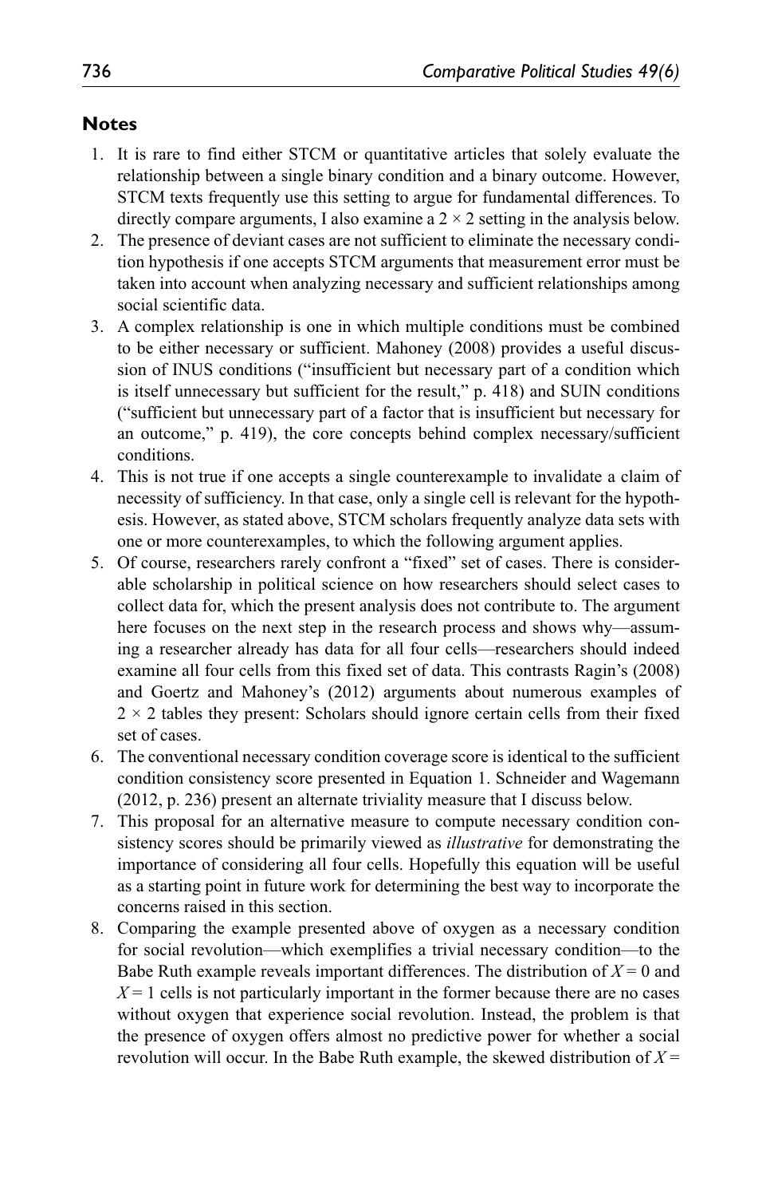## Notes

1. It is rare to find either STCM or quantitative articles that solely evaluate the relationship between a single binary condition and a binary outcome. However, STCM texts frequently use this setting to argue for fundamental differences. To directly compare arguments, I also examine a $2 \times 2$ setting in the analysis below.
2. The presence of deviant cases are not sufficient to eliminate the necessary condition hypothesis if one accepts STCM arguments that measurement error must be taken into account when analyzing necessary and sufficient relationships among social scientific data.
3. A complex relationship is one in which multiple conditions must be combined to be either necessary or sufficient. Mahoney (2008) provides a useful discussion of INUS conditions ("insufficient but necessary part of a condition which is itself unnecessary but sufficient for the result," p. 418) and SUIN conditions ("sufficient but unnecessary part of a factor that is insufficient but necessary for an outcome," p. 419), the core concepts behind complex necessary/sufficient conditions.
4. This is not true if one accepts a single counterexample to invalidate a claim of necessity of sufficiency. In that case, only a single cell is relevant for the hypothesis. However, as stated above, STCM scholars frequently analyze data sets with one or more counterexamples, to which the following argument applies.
5. Of course, researchers rarely confront a "fixed" set of cases. There is considerable scholarship in political science on how researchers should select cases to collect data for, which the present analysis does not contribute to. The argument here focuses on the next step in the research process and shows why—assuming a researcher already has data for all four cells—researchers should indeed examine all four cells from this fixed set of data. This contrasts Ragin's (2008) and Goertz and Mahoney's (2012) arguments about numerous examples of $2 \times 2$ tables they present: Scholars should ignore certain cells from their fixed set of cases.
6. The conventional necessary condition coverage score is identical to the sufficient condition consistency score presented in Equation 1. Schneider and Wagemann (2012, p. 236) present an alternate triviality measure that I discuss below.
7. This proposal for an alternative measure to compute necessary condition consistency scores should be primarily viewed as *illustrative* for demonstrating the importance of considering all four cells. Hopefully this equation will be useful as a starting point in future work for determining the best way to incorporate the concerns raised in this section.
8. Comparing the example presented above of oxygen as a necessary condition for social revolution—which exemplifies a trivial necessary condition—to the Babe Ruth example reveals important differences. The distribution of $X = 0$ and $X = 1$ cells is not particularly important in the former because there are no cases without oxygen that experience social revolution. Instead, the problem is that the presence of oxygen offers almost no predictive power for whether a social revolution will occur. In the Babe Ruth example, the skewed distribution of $X =$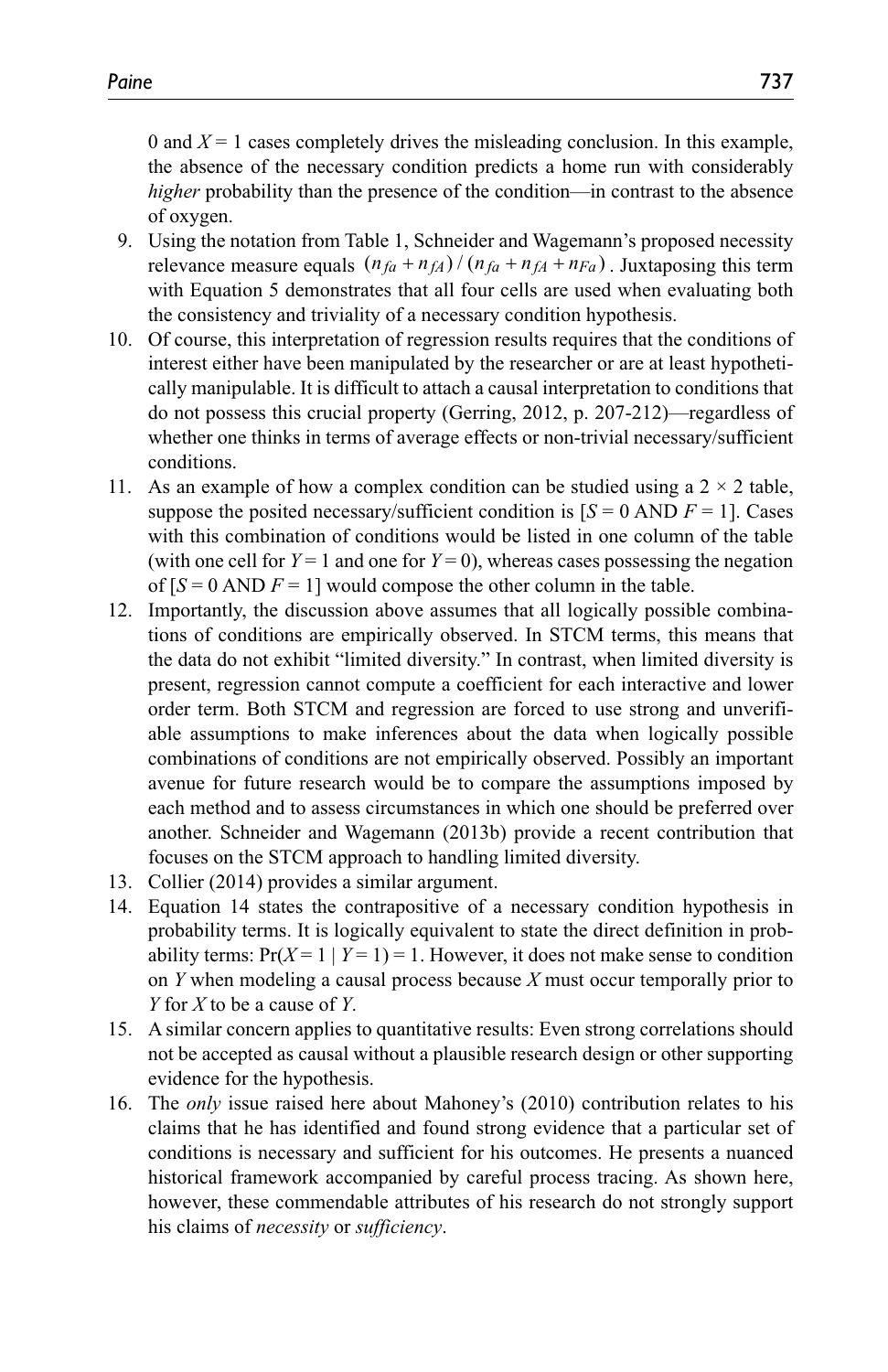0 and $X = 1$ cases completely drives the misleading conclusion. In this example, the absence of the necessary condition predicts a home run with considerably *higher* probability than the presence of the condition—in contrast to the absence of oxygen.

9. Using the notation from Table 1, Schneider and Wagemann's proposed necessity relevance measure equals $(n_{fa} + n_{fA}) / (n_{fa} + n_{fA} + n_{Fa})$. Juxtaposing this term with Equation 5 demonstrates that all four cells are used when evaluating both the consistency and triviality of a necessary condition hypothesis.
10. Of course, this interpretation of regression results requires that the conditions of interest either have been manipulated by the researcher or are at least hypothetically manipulable. It is difficult to attach a causal interpretation to conditions that do not possess this crucial property (Gerring, 2012, p. 207-212)—regardless of whether one thinks in terms of average effects or non-trivial necessary/sufficient conditions.
11. As an example of how a complex condition can be studied using a 2 × 2 table, suppose the posited necessary/sufficient condition is [$S = 0$ AND $F = 1$]. Cases with this combination of conditions would be listed in one column of the table (with one cell for $Y = 1$ and one for $Y = 0$), whereas cases possessing the negation of [$S = 0$ AND $F = 1$] would compose the other column in the table.
12. Importantly, the discussion above assumes that all logically possible combinations of conditions are empirically observed. In STCM terms, this means that the data do not exhibit "limited diversity." In contrast, when limited diversity is present, regression cannot compute a coefficient for each interactive and lower order term. Both STCM and regression are forced to use strong and unverifiable assumptions to make inferences about the data when logically possible combinations of conditions are not empirically observed. Possibly an important avenue for future research would be to compare the assumptions imposed by each method and to assess circumstances in which one should be preferred over another. Schneider and Wagemann (2013b) provide a recent contribution that focuses on the STCM approach to handling limited diversity.
13. Collier (2014) provides a similar argument.
14. Equation 14 states the contrapositive of a necessary condition hypothesis in probability terms. It is logically equivalent to state the direct definition in probability terms: $\Pr(X = 1 \mid Y = 1) = 1$. However, it does not make sense to condition on $Y$ when modeling a causal process because $X$ must occur temporally prior to $Y$ for $X$ to be a cause of $Y$.
15. A similar concern applies to quantitative results: Even strong correlations should not be accepted as causal without a plausible research design or other supporting evidence for the hypothesis.
16. The *only* issue raised here about Mahoney's (2010) contribution relates to his claims that he has identified and found strong evidence that a particular set of conditions is necessary and sufficient for his outcomes. He presents a nuanced historical framework accompanied by careful process tracing. As shown here, however, these commendable attributes of his research do not strongly support his claims of *necessity* or *sufficiency*.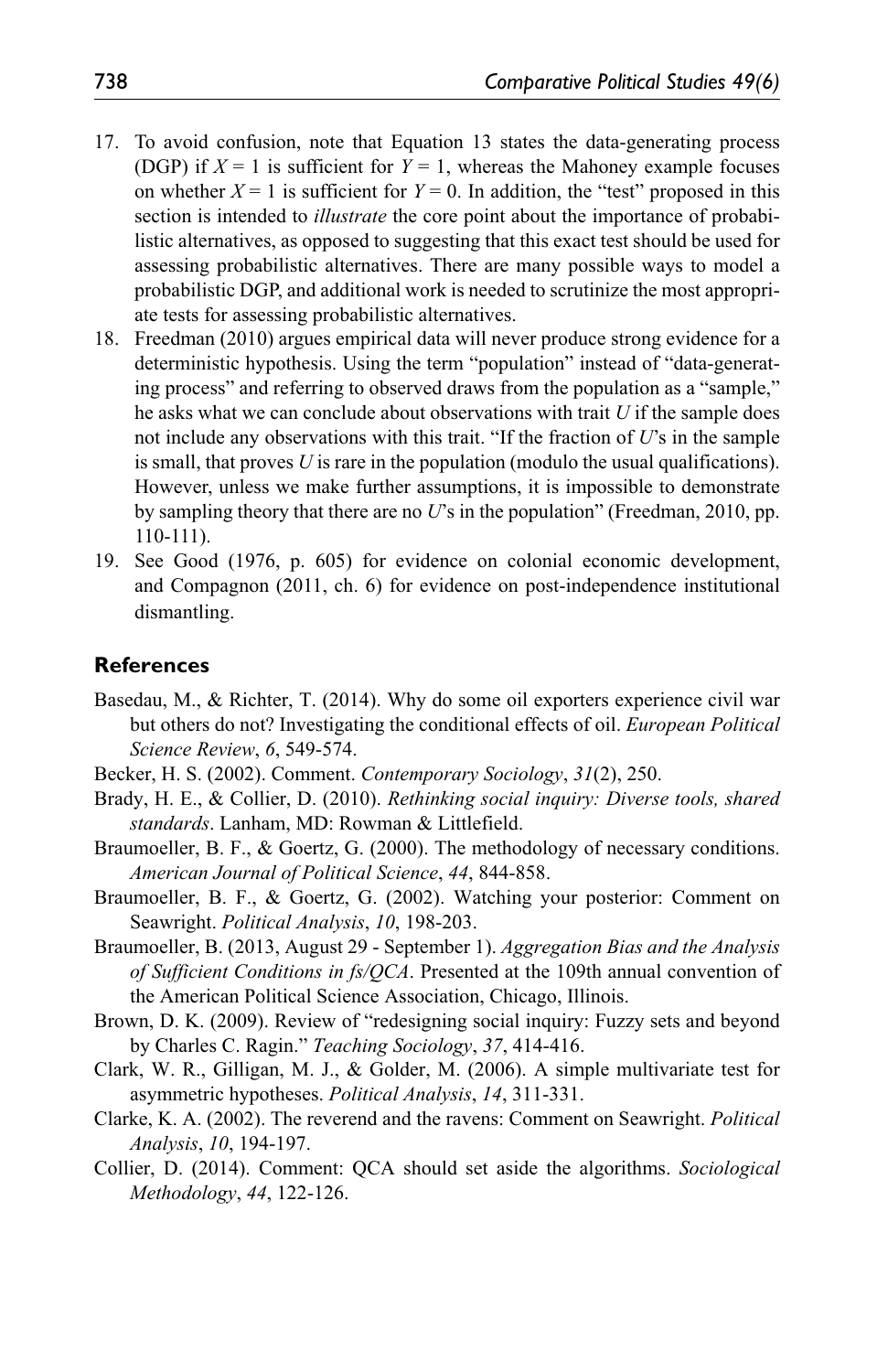17. To avoid confusion, note that Equation 13 states the data-generating process (DGP) if $X = 1$ is sufficient for $Y = 1$, whereas the Mahoney example focuses on whether $X = 1$ is sufficient for $Y = 0$. In addition, the "test" proposed in this section is intended to *illustrate* the core point about the importance of probabilistic alternatives, as opposed to suggesting that this exact test should be used for assessing probabilistic alternatives. There are many possible ways to model a probabilistic DGP, and additional work is needed to scrutinize the most appropriate tests for assessing probabilistic alternatives.
18. Freedman (2010) argues empirical data will never produce strong evidence for a deterministic hypothesis. Using the term "population" instead of "data-generating process" and referring to observed draws from the population as a "sample," he asks what we can conclude about observations with trait *U* if the sample does not include any observations with this trait. "If the fraction of *U*'s in the sample is small, that proves *U* is rare in the population (modulo the usual qualifications). However, unless we make further assumptions, it is impossible to demonstrate by sampling theory that there are no *U*'s in the population" (Freedman, 2010, pp. 110-111).
19. See Good (1976, p. 605) for evidence on colonial economic development, and Compagnon (2011, ch. 6) for evidence on post-independence institutional dismantling.

## References

Basedau, M., & Richter, T. (2014). Why do some oil exporters experience civil war but others do not? Investigating the conditional effects of oil. *European Political Science Review*, *6*, 549-574.

Becker, H. S. (2002). Comment. *Contemporary Sociology*, *31*(2), 250.

Brady, H. E., & Collier, D. (2010). *Rethinking social inquiry: Diverse tools, shared standards*. Lanham, MD: Rowman & Littlefield.

Braumoeller, B. F., & Goertz, G. (2000). The methodology of necessary conditions. *American Journal of Political Science*, *44*, 844-858.

Braumoeller, B. F., & Goertz, G. (2002). Watching your posterior: Comment on Seawright. *Political Analysis*, *10*, 198-203.

Braumoeller, B. (2013, August 29 - September 1). *Aggregation Bias and the Analysis of Sufficient Conditions in fs/QCA*. Presented at the 109th annual convention of the American Political Science Association, Chicago, Illinois.

Brown, D. K. (2009). Review of "redesigning social inquiry: Fuzzy sets and beyond by Charles C. Ragin." *Teaching Sociology*, *37*, 414-416.

Clark, W. R., Gilligan, M. J., & Golder, M. (2006). A simple multivariate test for asymmetric hypotheses. *Political Analysis*, *14*, 311-331.

Clarke, K. A. (2002). The reverend and the ravens: Comment on Seawright. *Political Analysis*, *10*, 194-197.

Collier, D. (2014). Comment: QCA should set aside the algorithms. *Sociological Methodology*, *44*, 122-126.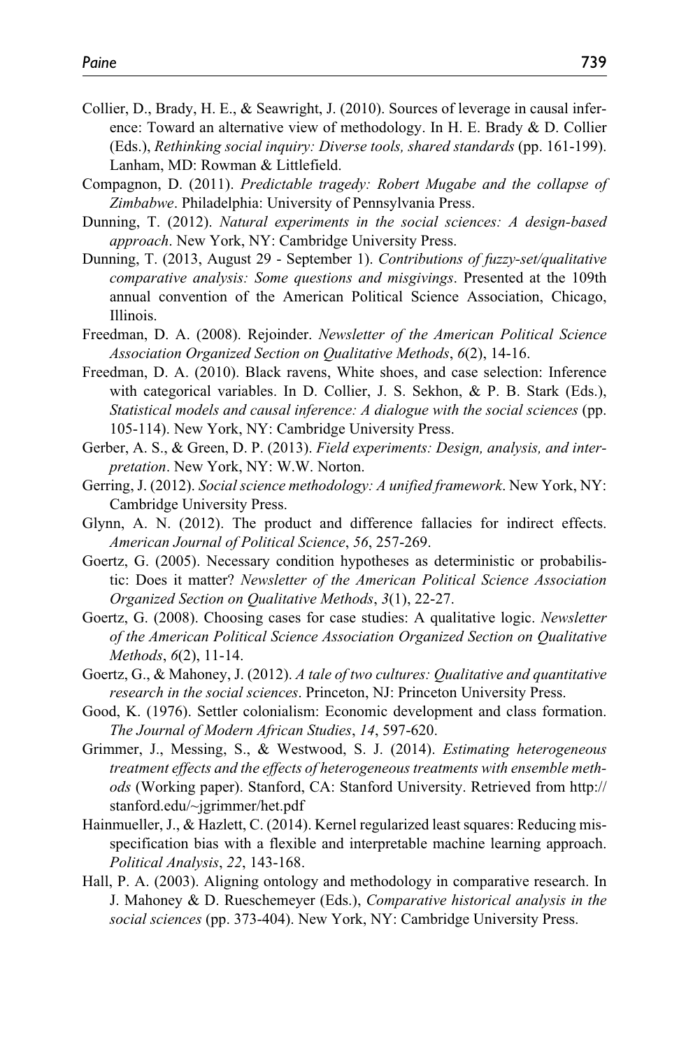Collier, D., Brady, H. E., & Seawright, J. (2010). Sources of leverage in causal inference: Toward an alternative view of methodology. In H. E. Brady & D. Collier (Eds.), *Rethinking social inquiry: Diverse tools, shared standards* (pp. 161-199). Lanham, MD: Rowman & Littlefield.

Compagnon, D. (2011). *Predictable tragedy: Robert Mugabe and the collapse of Zimbabwe*. Philadelphia: University of Pennsylvania Press.

Dunning, T. (2012). *Natural experiments in the social sciences: A design-based approach*. New York, NY: Cambridge University Press.

Dunning, T. (2013, August 29 - September 1). *Contributions of fuzzy-set/qualitative comparative analysis: Some questions and misgivings*. Presented at the 109th annual convention of the American Political Science Association, Chicago, Illinois.

Freedman, D. A. (2008). Rejoinder. *Newsletter of the American Political Science Association Organized Section on Qualitative Methods*, *6*(2), 14-16.

Freedman, D. A. (2010). Black ravens, White shoes, and case selection: Inference with categorical variables. In D. Collier, J. S. Sekhon, & P. B. Stark (Eds.), *Statistical models and causal inference: A dialogue with the social sciences* (pp. 105-114). New York, NY: Cambridge University Press.

Gerber, A. S., & Green, D. P. (2013). *Field experiments: Design, analysis, and interpretation*. New York, NY: W.W. Norton.

Gerring, J. (2012). *Social science methodology: A unified framework*. New York, NY: Cambridge University Press.

Glynn, A. N. (2012). The product and difference fallacies for indirect effects. *American Journal of Political Science*, *56*, 257-269.

Goertz, G. (2005). Necessary condition hypotheses as deterministic or probabilistic: Does it matter? *Newsletter of the American Political Science Association Organized Section on Qualitative Methods*, *3*(1), 22-27.

Goertz, G. (2008). Choosing cases for case studies: A qualitative logic. *Newsletter of the American Political Science Association Organized Section on Qualitative Methods*, *6*(2), 11-14.

Goertz, G., & Mahoney, J. (2012). *A tale of two cultures: Qualitative and quantitative research in the social sciences*. Princeton, NJ: Princeton University Press.

Good, K. (1976). Settler colonialism: Economic development and class formation. *The Journal of Modern African Studies*, *14*, 597-620.

Grimmer, J., Messing, S., & Westwood, S. J. (2014). *Estimating heterogeneous treatment effects and the effects of heterogeneous treatments with ensemble methods* (Working paper). Stanford, CA: Stanford University. Retrieved from http://stanford.edu/~jgrimmer/het.pdf

Hainmueller, J., & Hazlett, C. (2014). Kernel regularized least squares: Reducing misspecification bias with a flexible and interpretable machine learning approach. *Political Analysis*, *22*, 143-168.

Hall, P. A. (2003). Aligning ontology and methodology in comparative research. In J. Mahoney & D. Rueschemeyer (Eds.), *Comparative historical analysis in the social sciences* (pp. 373-404). New York, NY: Cambridge University Press.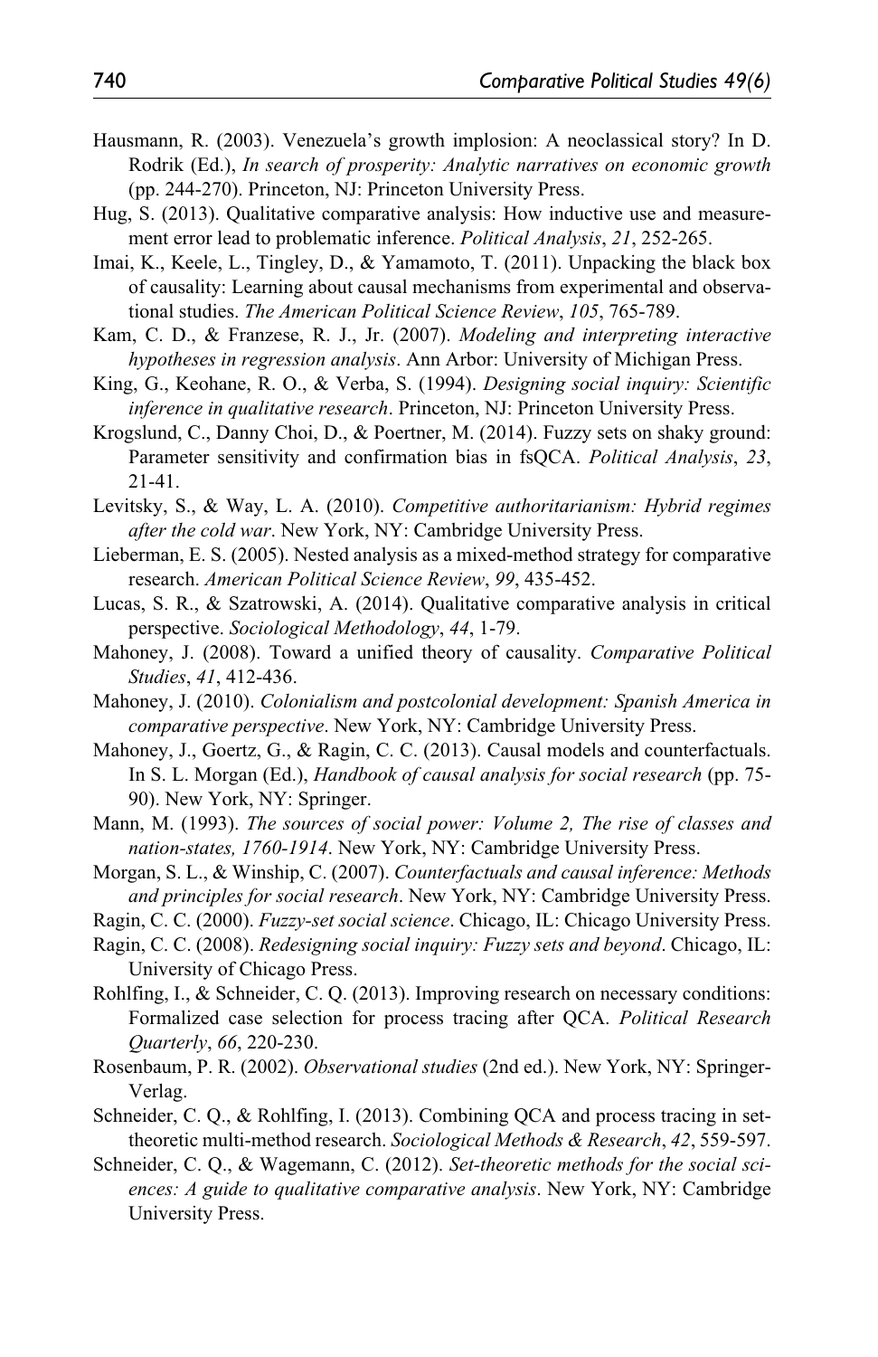Hausmann, R. (2003). Venezuela's growth implosion: A neoclassical story? In D. Rodrik (Ed.), *In search of prosperity: Analytic narratives on economic growth* (pp. 244-270). Princeton, NJ: Princeton University Press.

Hug, S. (2013). Qualitative comparative analysis: How inductive use and measurement error lead to problematic inference. *Political Analysis*, *21*, 252-265.

Imai, K., Keele, L., Tingley, D., & Yamamoto, T. (2011). Unpacking the black box of causality: Learning about causal mechanisms from experimental and observational studies. *The American Political Science Review*, *105*, 765-789.

Kam, C. D., & Franzese, R. J., Jr. (2007). *Modeling and interpreting interactive hypotheses in regression analysis*. Ann Arbor: University of Michigan Press.

King, G., Keohane, R. O., & Verba, S. (1994). *Designing social inquiry: Scientific inference in qualitative research*. Princeton, NJ: Princeton University Press.

Krogslund, C., Danny Choi, D., & Poertner, M. (2014). Fuzzy sets on shaky ground: Parameter sensitivity and confirmation bias in fsQCA. *Political Analysis*, *23*, 21-41.

Levitsky, S., & Way, L. A. (2010). *Competitive authoritarianism: Hybrid regimes after the cold war*. New York, NY: Cambridge University Press.

Lieberman, E. S. (2005). Nested analysis as a mixed-method strategy for comparative research. *American Political Science Review*, *99*, 435-452.

Lucas, S. R., & Szatrowski, A. (2014). Qualitative comparative analysis in critical perspective. *Sociological Methodology*, *44*, 1-79.

Mahoney, J. (2008). Toward a unified theory of causality. *Comparative Political Studies*, *41*, 412-436.

Mahoney, J. (2010). *Colonialism and postcolonial development: Spanish America in comparative perspective*. New York, NY: Cambridge University Press.

Mahoney, J., Goertz, G., & Ragin, C. C. (2013). Causal models and counterfactuals. In S. L. Morgan (Ed.), *Handbook of causal analysis for social research* (pp. 75-90). New York, NY: Springer.

Mann, M. (1993). *The sources of social power: Volume 2, The rise of classes and nation-states, 1760-1914*. New York, NY: Cambridge University Press.

Morgan, S. L., & Winship, C. (2007). *Counterfactuals and causal inference: Methods and principles for social research*. New York, NY: Cambridge University Press.

Ragin, C. C. (2000). *Fuzzy-set social science*. Chicago, IL: Chicago University Press.

Ragin, C. C. (2008). *Redesigning social inquiry: Fuzzy sets and beyond*. Chicago, IL: University of Chicago Press.

Rohlfing, I., & Schneider, C. Q. (2013). Improving research on necessary conditions: Formalized case selection for process tracing after QCA. *Political Research Quarterly*, *66*, 220-230.

Rosenbaum, P. R. (2002). *Observational studies* (2nd ed.). New York, NY: Springer-Verlag.

Schneider, C. Q., & Rohlfing, I. (2013). Combining QCA and process tracing in set-theoretic multi-method research. *Sociological Methods & Research*, *42*, 559-597.

Schneider, C. Q., & Wagemann, C. (2012). *Set-theoretic methods for the social sciences: A guide to qualitative comparative analysis*. New York, NY: Cambridge University Press.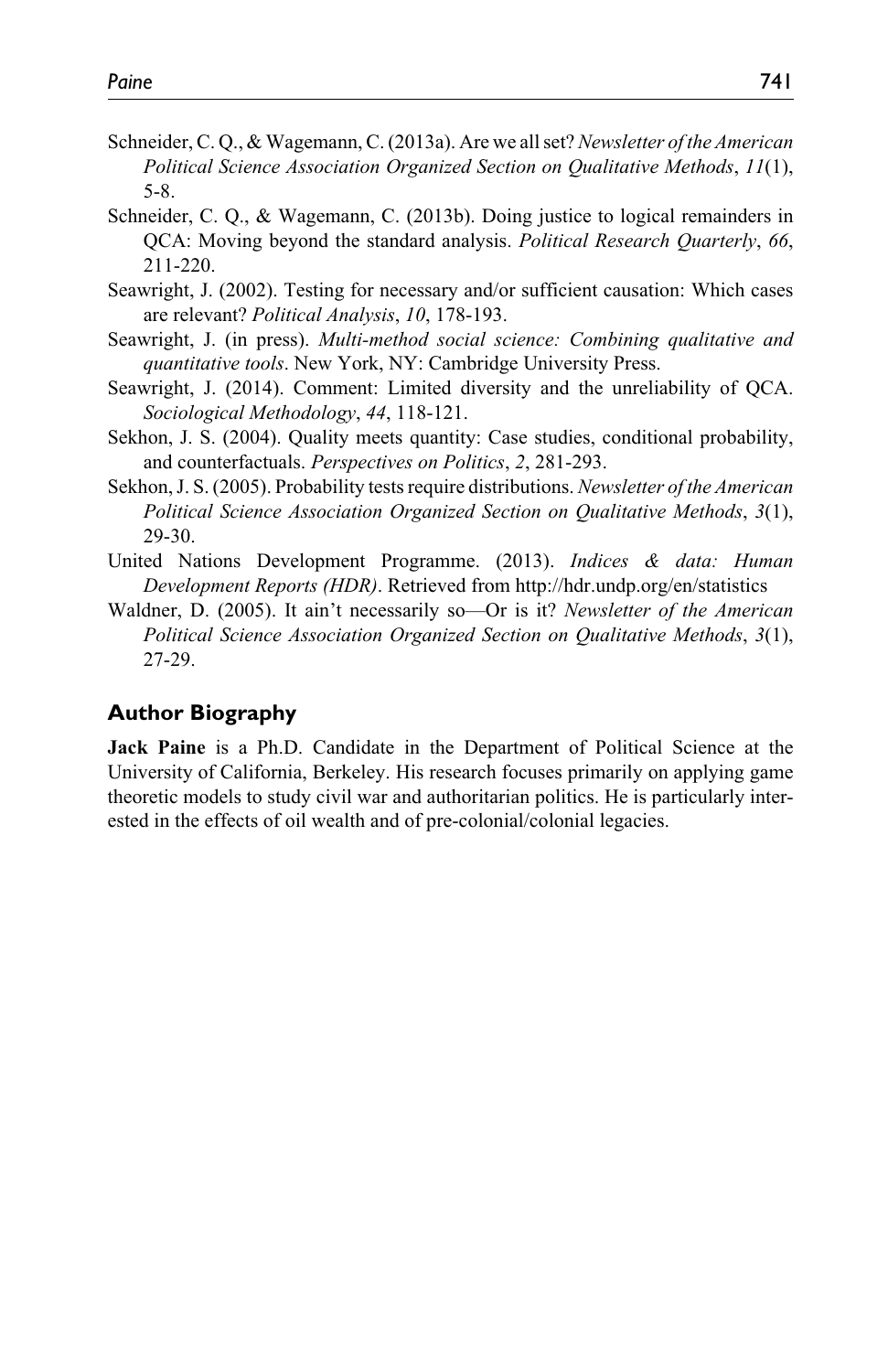Schneider, C. Q., & Wagemann, C. (2013a). Are we all set? *Newsletter of the American Political Science Association Organized Section on Qualitative Methods*, *11*(1), 5-8.

Schneider, C. Q., & Wagemann, C. (2013b). Doing justice to logical remainders in QCA: Moving beyond the standard analysis. *Political Research Quarterly*, *66*, 211-220.

Seawright, J. (2002). Testing for necessary and/or sufficient causation: Which cases are relevant? *Political Analysis*, *10*, 178-193.

Seawright, J. (in press). *Multi-method social science: Combining qualitative and quantitative tools*. New York, NY: Cambridge University Press.

Seawright, J. (2014). Comment: Limited diversity and the unreliability of QCA. *Sociological Methodology*, *44*, 118-121.

Sekhon, J. S. (2004). Quality meets quantity: Case studies, conditional probability, and counterfactuals. *Perspectives on Politics*, *2*, 281-293.

Sekhon, J. S. (2005). Probability tests require distributions. *Newsletter of the American Political Science Association Organized Section on Qualitative Methods*, *3*(1), 29-30.

United Nations Development Programme. (2013). *Indices & data: Human Development Reports (HDR)*. Retrieved from http://hdr.undp.org/en/statistics

Waldner, D. (2005). It ain't necessarily so—Or is it? *Newsletter of the American Political Science Association Organized Section on Qualitative Methods*, *3*(1), 27-29.

## Author Biography

**Jack Paine** is a Ph.D. Candidate in the Department of Political Science at the University of California, Berkeley. His research focuses primarily on applying game theoretic models to study civil war and authoritarian politics. He is particularly interested in the effects of oil wealth and of pre-colonial/colonial legacies.